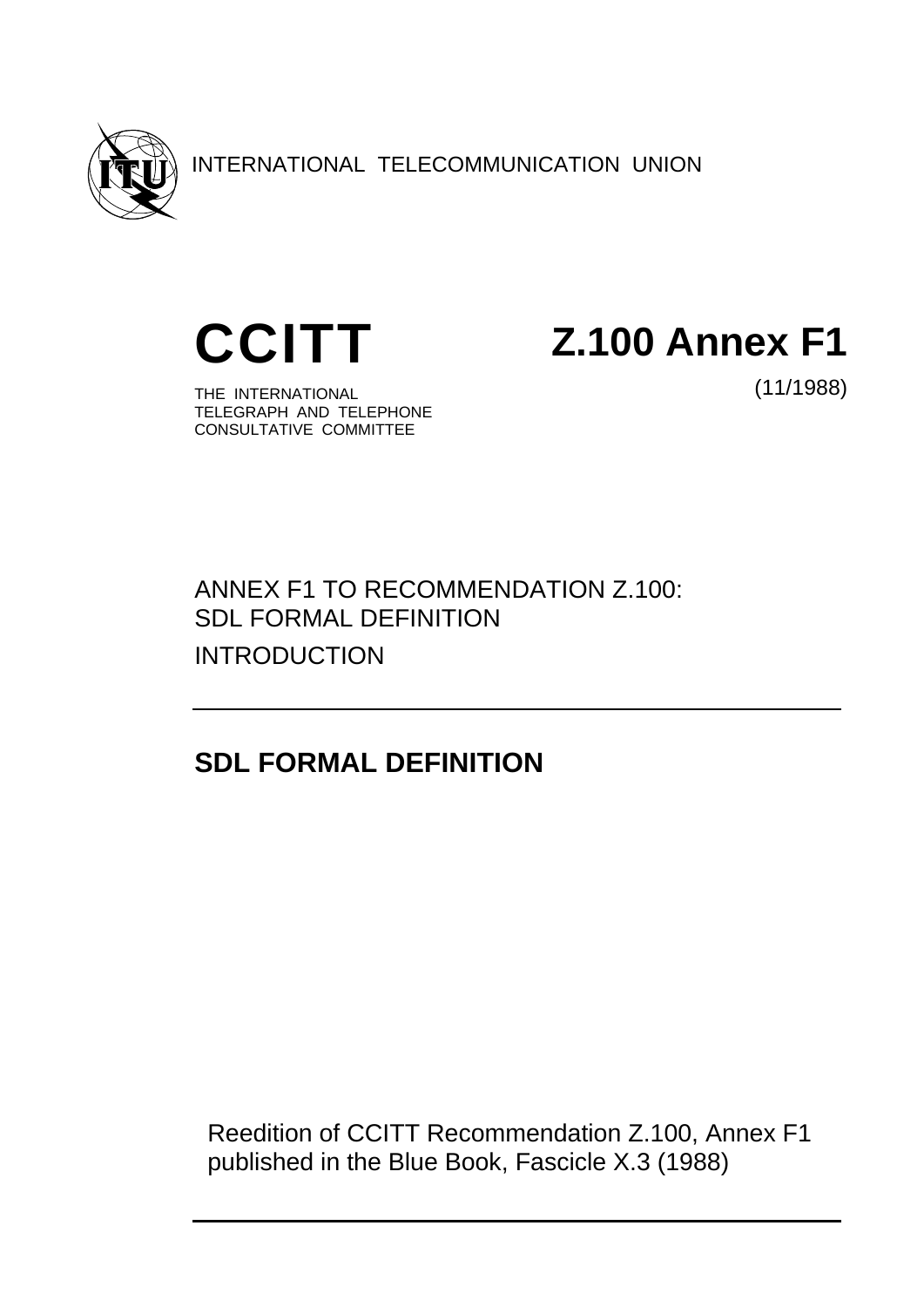INTERNATIONAL TELECOMMUNICATION UNION

# CCITT

THE INTERNATIONAL
TELEGRAPH AND TELEPHONE
CONSULTATIVE COMMITTEE

# Z.100 Annex F1

(11/1988)

ANNEX F1 TO RECOMMENDATION Z.100:
SDL FORMAL DEFINITION
INTRODUCTION

## SDL FORMAL DEFINITION

Reedition of CCITT Recommendation Z.100, Annex F1
published in the Blue Book, Fascicle X.3 (1988)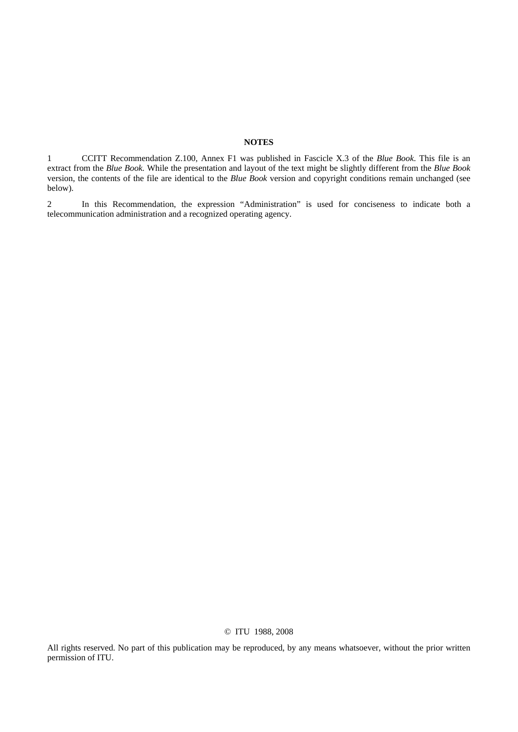**NOTES**

1 CCITT Recommendation Z.100, Annex F1 was published in Fascicle X.3 of the *Blue Book*. This file is an extract from the *Blue Book*. While the presentation and layout of the text might be slightly different from the *Blue Book* version, the contents of the file are identical to the *Blue Book* version and copyright conditions remain unchanged (see below).

2 In this Recommendation, the expression "Administration" is used for conciseness to indicate both a telecommunication administration and a recognized operating agency.

© ITU 1988, 2008

All rights reserved. No part of this publication may be reproduced, by any means whatsoever, without the prior written permission of ITU.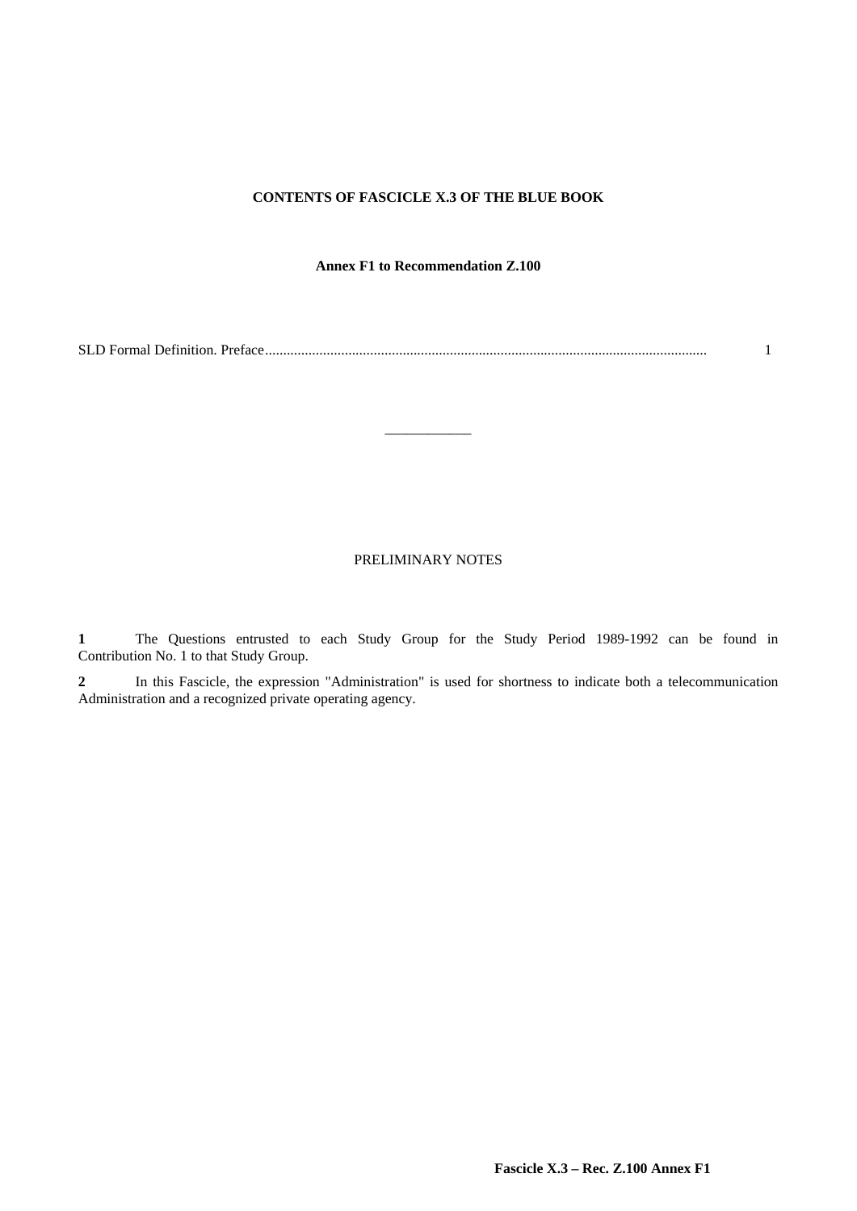**CONTENTS OF FASCICLE X.3 OF THE BLUE BOOK**

**Annex F1 to Recommendation Z.100**

| | |
|---|---|
| SLD Formal Definition. Preface | 1 |

---

PRELIMINARY NOTES

**1** The Questions entrusted to each Study Group for the Study Period 1989-1992 can be found in Contribution No. 1 to that Study Group.

**2** In this Fascicle, the expression "Administration" is used for shortness to indicate both a telecommunication Administration and a recognized private operating agency.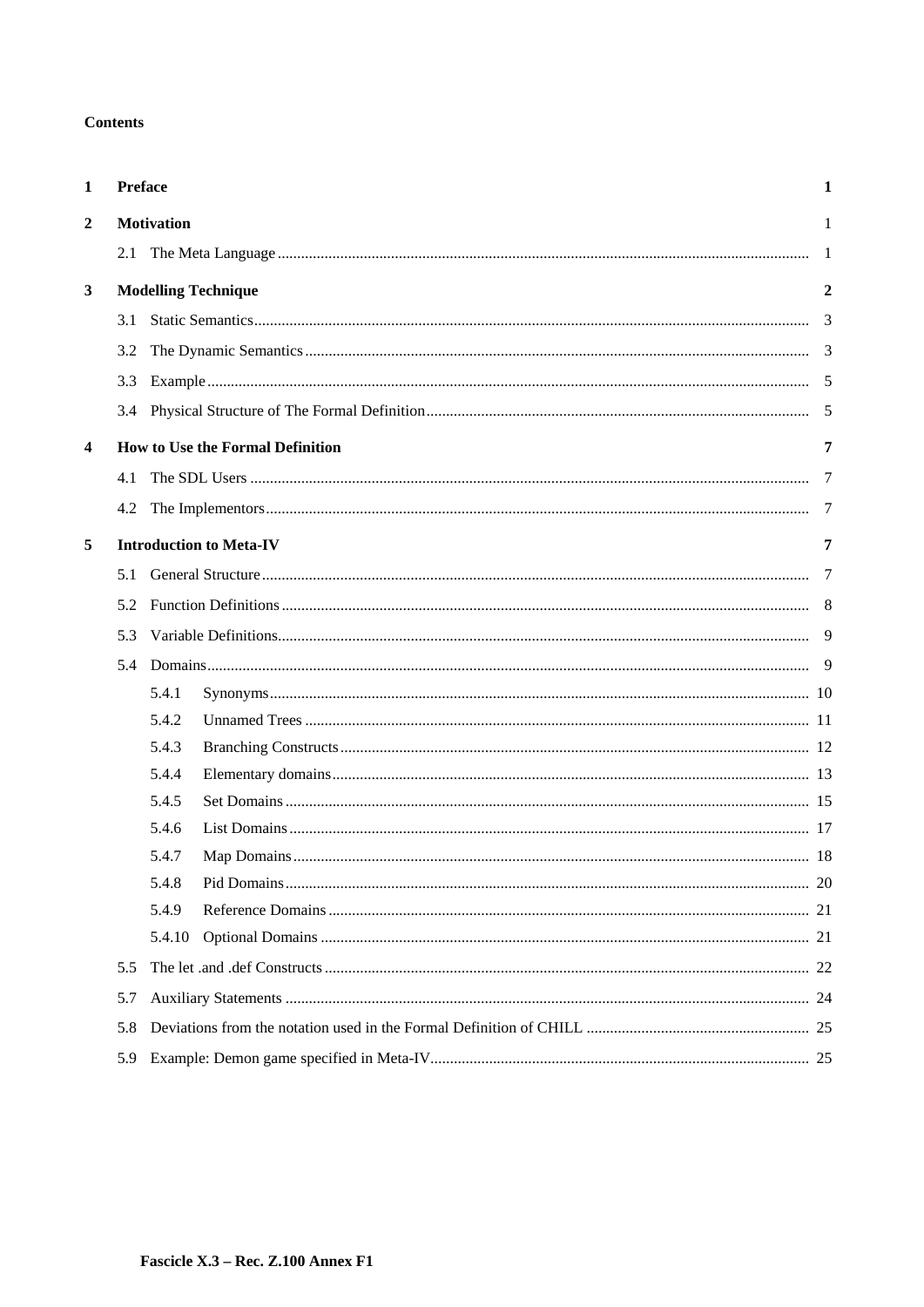**Contents**

| | | |
|---|---|---|
| **1** | **Preface** | **1** |
| **2** | **Motivation** | 1 |
| | 2.1 The Meta Language | 1 |
| **3** | **Modelling Technique** | **2** |
| | 3.1 Static Semantics | 3 |
| | 3.2 The Dynamic Semantics | 3 |
| | 3.3 Example | 5 |
| | 3.4 Physical Structure of The Formal Definition | 5 |
| **4** | **How to Use the Formal Definition** | **7** |
| | 4.1 The SDL Users | 7 |
| | 4.2 The Implementors | 7 |
| **5** | **Introduction to Meta-IV** | **7** |
| | 5.1 General Structure | 7 |
| | 5.2 Function Definitions | 8 |
| | 5.3 Variable Definitions | 9 |
| | 5.4 Domains | 9 |
| | 5.4.1 Synonyms | 10 |
| | 5.4.2 Unnamed Trees | 11 |
| | 5.4.3 Branching Constructs | 12 |
| | 5.4.4 Elementary domains | 13 |
| | 5.4.5 Set Domains | 15 |
| | 5.4.6 List Domains | 17 |
| | 5.4.7 Map Domains | 18 |
| | 5.4.8 Pid Domains | 20 |
| | 5.4.9 Reference Domains | 21 |
| | 5.4.10 Optional Domains | 21 |
| | 5.5 The let .and .def Constructs | 22 |
| | 5.7 Auxiliary Statements | 24 |
| | 5.8 Deviations from the notation used in the Formal Definition of CHILL | 25 |
| | 5.9 Example: Demon game specified in Meta-IV | 25 |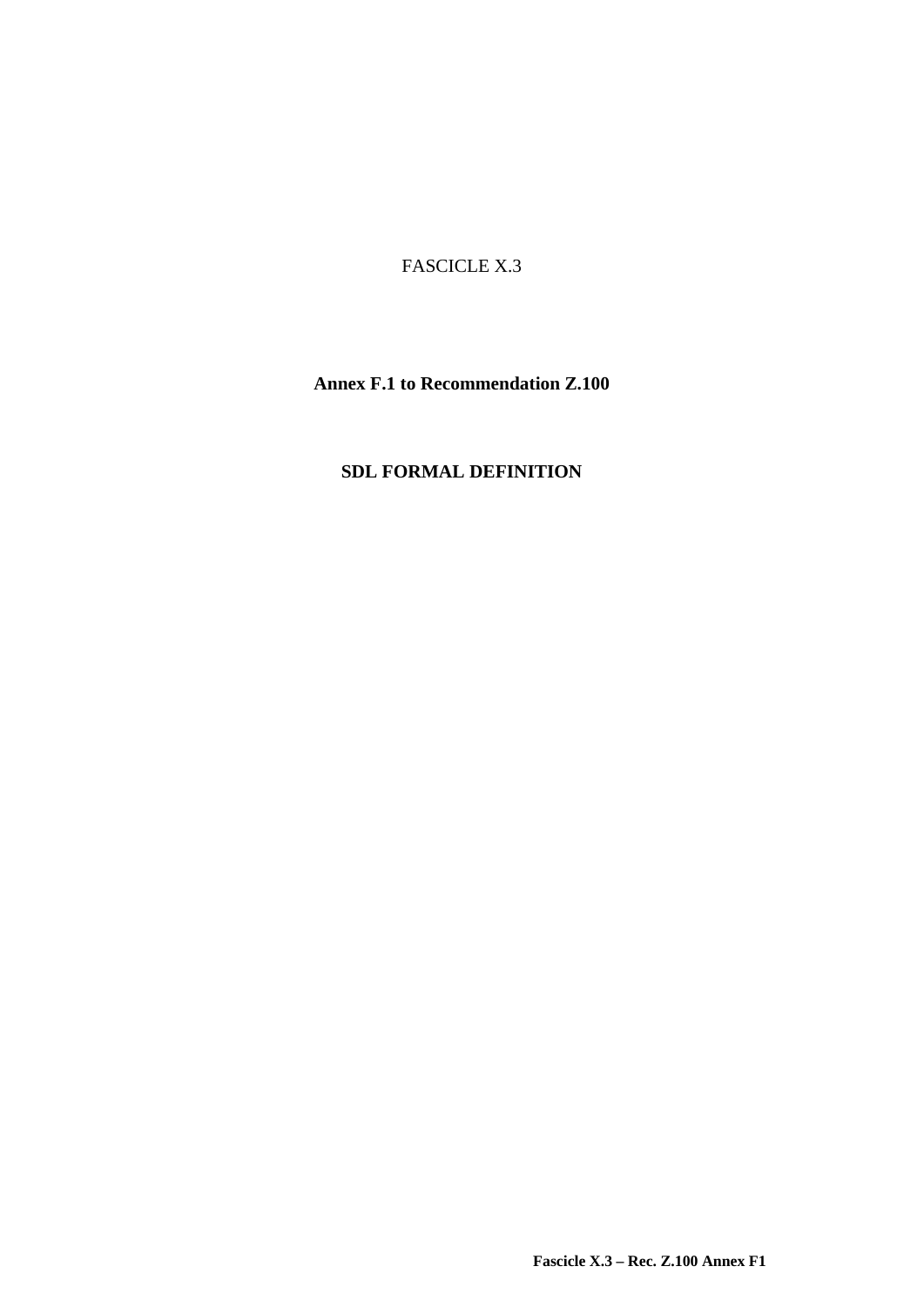FASCICLE X.3

**Annex F.1 to Recommendation Z.100**

**SDL FORMAL DEFINITION**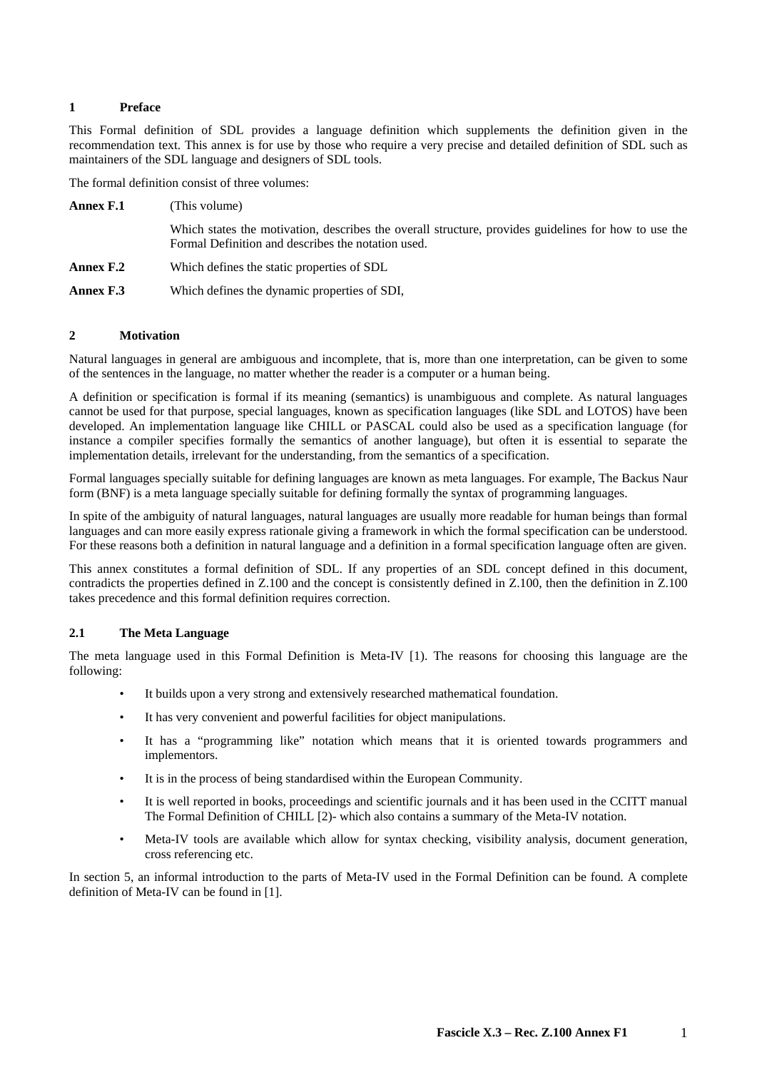## 1 Preface

This Formal definition of SDL provides a language definition which supplements the definition given in the recommendation text. This annex is for use by those who require a very precise and detailed definition of SDL such as maintainers of the SDL language and designers of SDL tools.

The formal definition consist of three volumes:

**Annex F.1** (This volume)

Which states the motivation, describes the overall structure, provides guidelines for how to use the Formal Definition and describes the notation used.

**Annex F.2** Which defines the static properties of SDL

**Annex F.3** Which defines the dynamic properties of SDI,

## 2 Motivation

Natural languages in general are ambiguous and incomplete, that is, more than one interpretation, can be given to some of the sentences in the language, no matter whether the reader is a computer or a human being.

A definition or specification is formal if its meaning (semantics) is unambiguous and complete. As natural languages cannot be used for that purpose, special languages, known as specification languages (like SDL and LOTOS) have been developed. An implementation language like CHILL or PASCAL could also be used as a specification language (for instance a compiler specifies formally the semantics of another language), but often it is essential to separate the implementation details, irrelevant for the understanding, from the semantics of a specification.

Formal languages specially suitable for defining languages are known as meta languages. For example, The Backus Naur form (BNF) is a meta language specially suitable for defining formally the syntax of programming languages.

In spite of the ambiguity of natural languages, natural languages are usually more readable for human beings than formal languages and can more easily express rationale giving a framework in which the formal specification can be understood. For these reasons both a definition in natural language and a definition in a formal specification language often are given.

This annex constitutes a formal definition of SDL. If any properties of an SDL concept defined in this document, contradicts the properties defined in Z.100 and the concept is consistently defined in Z.100, then the definition in Z.100 takes precedence and this formal definition requires correction.

### 2.1 The Meta Language

The meta language used in this Formal Definition is Meta-IV [1]. The reasons for choosing this language are the following:

- It builds upon a very strong and extensively researched mathematical foundation.
- It has very convenient and powerful facilities for object manipulations.
- It has a "programming like" notation which means that it is oriented towards programmers and implementors.
- It is in the process of being standardised within the European Community.
- It is well reported in books, proceedings and scientific journals and it has been used in the CCITT manual The Formal Definition of CHILL [2]- which also contains a summary of the Meta-IV notation.
- Meta-IV tools are available which allow for syntax checking, visibility analysis, document generation, cross referencing etc.

In section 5, an informal introduction to the parts of Meta-IV used in the Formal Definition can be found. A complete definition of Meta-IV can be found in [1].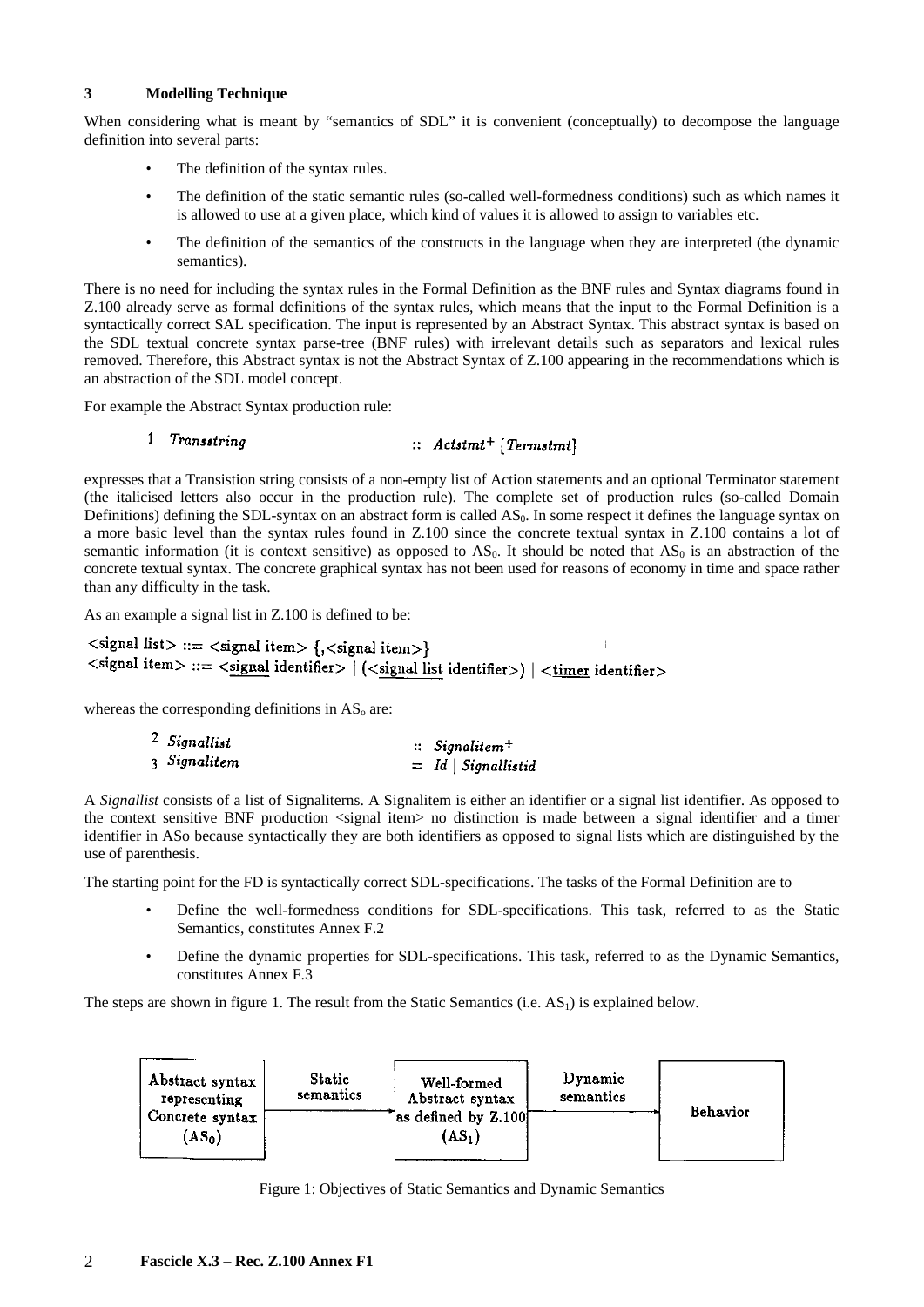## 3 Modelling Technique

When considering what is meant by "semantics of SDL" it is convenient (conceptually) to decompose the language definition into several parts:

- The definition of the syntax rules.
- The definition of the static semantic rules (so-called well-formedness conditions) such as which names it is allowed to use at a given place, which kind of values it is allowed to assign to variables etc.
- The definition of the semantics of the constructs in the language when they are interpreted (the dynamic semantics).

There is no need for including the syntax rules in the Formal Definition as the BNF rules and Syntax diagrams found in Z.100 already serve as formal definitions of the syntax rules, which means that the input to the Formal Definition is a syntactically correct SAL specification. The input is represented by an Abstract Syntax. This abstract syntax is based on the SDL textual concrete syntax parse-tree (BNF rules) with irrelevant details such as separators and lexical rules removed. Therefore, this Abstract syntax is not the Abstract Syntax of Z.100 appearing in the recommendations which is an abstraction of the SDL model concept.

For example the Abstract Syntax production rule:

1 *Transstring* :: *Actstmt*$^{+}$ [*Termstmt*]

expresses that a Transistion string consists of a non-empty list of Action statements and an optional Terminator statement (the italicised letters also occur in the production rule). The complete set of production rules (so-called Domain Definitions) defining the SDL-syntax on an abstract form is called $AS_0$. In some respect it defines the language syntax on a more basic level than the syntax rules found in Z.100 since the concrete textual syntax in Z.100 contains a lot of semantic information (it is context sensitive) as opposed to $AS_0$. It should be noted that $AS_0$ is an abstraction of the concrete textual syntax. The concrete graphical syntax has not been used for reasons of economy in time and space rather than any difficulty in the task.

As an example a signal list in Z.100 is defined to be:

```
<signal list> ::= <signal item> {,<signal item>}
<signal item> ::= <signal identifier> | (<signal list identifier>) | <timer identifier>
```

whereas the corresponding definitions in $AS_o$ are:

2 *Signallist* :: *Signalitem*$^{+}$
3 *Signalitem* = *Id* | *Signallistid*

A *Signallist* consists of a list of Signaliterns. A Signalitem is either an identifier or a signal list identifier. As opposed to the context sensitive BNF production <signal item> no distinction is made between a signal identifier and a timer identifier in ASo because syntactically they are both identifiers as opposed to signal lists which are distinguished by the use of parenthesis.

The starting point for the FD is syntactically correct SDL-specifications. The tasks of the Formal Definition are to

- Define the well-formedness conditions for SDL-specifications. This task, referred to as the Static Semantics, constitutes Annex F.2
- Define the dynamic properties for SDL-specifications. This task, referred to as the Dynamic Semantics, constitutes Annex F.3

The steps are shown in figure 1. The result from the Static Semantics (i.e. $AS_1$) is explained below.

| Abstract syntax representing Concrete syntax ($AS_0$) | Static semantics → | Well-formed Abstract syntax as defined by Z.100 ($AS_1$) | Dynamic semantics → | Behavior |
|---|---|---|---|---|

Figure 1: Objectives of Static Semantics and Dynamic Semantics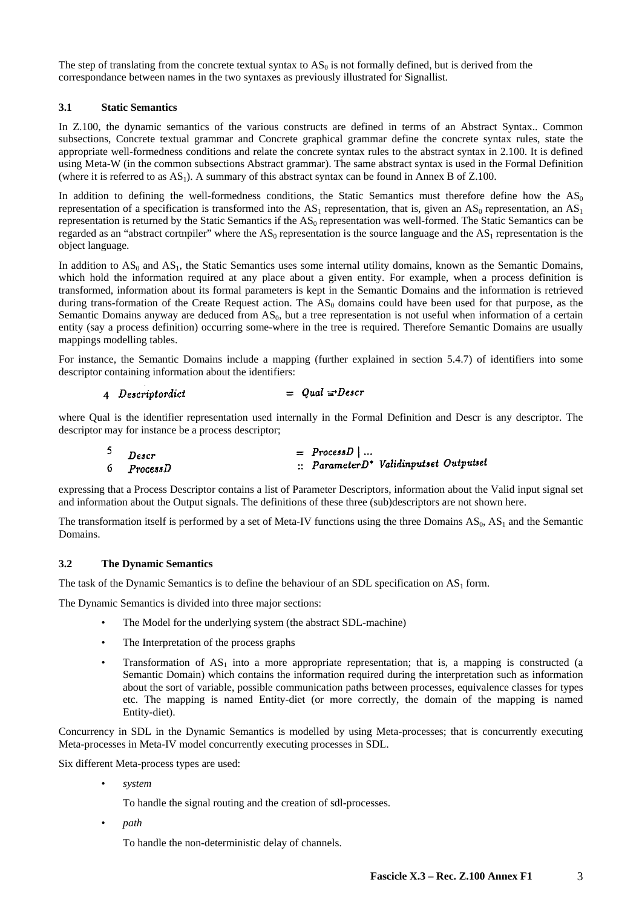The step of translating from the concrete textual syntax to $AS_0$ is not formally defined, but is derived from the correspondance between names in the two syntaxes as previously illustrated for Signallist.

### 3.1 Static Semantics

In Z.100, the dynamic semantics of the various constructs are defined in terms of an Abstract Syntax.. Common subsections, Concrete textual grammar and Concrete graphical grammar define the concrete syntax rules, state the appropriate well-formedness conditions and relate the concrete syntax rules to the abstract syntax in 2.100. It is defined using Meta-W (in the common subsections Abstract grammar). The same abstract syntax is used in the Formal Definition (where it is referred to as $AS_1$). A summary of this abstract syntax can be found in Annex B of Z.100.

In addition to defining the well-formedness conditions, the Static Semantics must therefore define how the $AS_0$ representation of a specification is transformed into the $AS_1$ representation, that is, given an $AS_0$ representation, an $AS_1$ representation is returned by the Static Semantics if the $AS_0$ representation was well-formed. The Static Semantics can be regarded as an "abstract cortnpiler" where the $AS_0$ representation is the source language and the $AS_1$ representation is the object language.

In addition to $AS_0$ and $AS_1$, the Static Semantics uses some internal utility domains, known as the Semantic Domains, which hold the information required at any place about a given entity. For example, when a process definition is transformed, information about its formal parameters is kept in the Semantic Domains and the information is retrieved during trans-formation of the Create Request action. The $AS_0$ domains could have been used for that purpose, as the Semantic Domains anyway are deduced from $AS_0$, but a tree representation is not useful when information of a certain entity (say a process definition) occurring some-where in the tree is required. Therefore Semantic Domains are usually mappings modelling tables.

For instance, the Semantic Domains include a mapping (further explained in section 5.4.7) of identifiers into some descriptor containing information about the identifiers:

$$4 \quad \textit{Descriptordict} \qquad = \ \textit{Qual} \xrightarrow{m} \textit{Descr}$$

where Qual is the identifier representation used internally in the Formal Definition and Descr is any descriptor. The descriptor may for instance be a process descriptor;

$$5 \quad \textit{Descr} \qquad = \ \textit{ProcessD} \mid \ldots$$
$$6 \quad \textit{ProcessD} \qquad :: \ \textit{ParameterD}^{*} \ \textit{Validinputset} \ \textit{Outputset}$$

expressing that a Process Descriptor contains a list of Parameter Descriptors, information about the Valid input signal set and information about the Output signals. The definitions of these three (sub)descriptors are not shown here.

The transformation itself is performed by a set of Meta-IV functions using the three Domains $AS_0$, $AS_1$ and the Semantic Domains.

### 3.2 The Dynamic Semantics

The task of the Dynamic Semantics is to define the behaviour of an SDL specification on $AS_1$ form.

The Dynamic Semantics is divided into three major sections:

- The Model for the underlying system (the abstract SDL-machine)
- The Interpretation of the process graphs
- Transformation of $AS_1$ into a more appropriate representation; that is, a mapping is constructed (a Semantic Domain) which contains the information required during the interpretation such as information about the sort of variable, possible communication paths between processes, equivalence classes for types etc. The mapping is named Entity-diet (or more correctly, the domain of the mapping is named Entity-diet).

Concurrency in SDL in the Dynamic Semantics is modelled by using Meta-processes; that is concurrently executing Meta-processes in Meta-IV model concurrently executing processes in SDL.

Six different Meta-process types are used:

- *system*

  To handle the signal routing and the creation of sdl-processes.

- *path*

  To handle the non-deterministic delay of channels.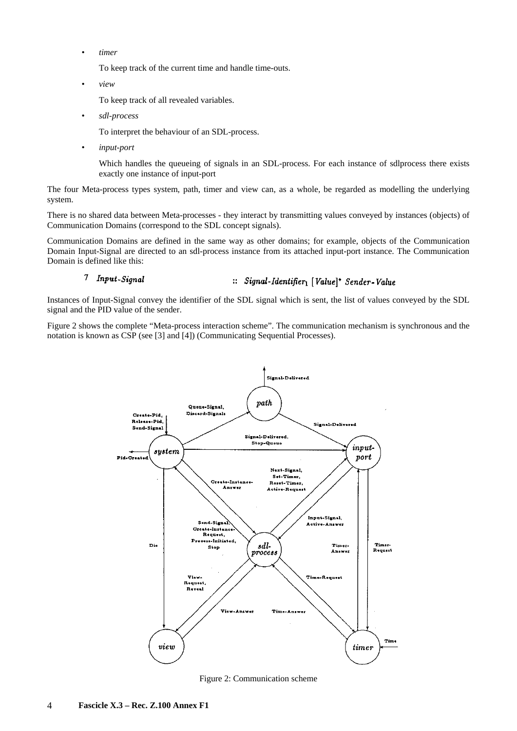- *timer*

  To keep track of the current time and handle time-outs.

- *view*

  To keep track of all revealed variables.

- *sdl-process*

  To interpret the behaviour of an SDL-process.

- *input-port*

  Which handles the queueing of signals in an SDL-process. For each instance of sdlprocess there exists exactly one instance of input-port

The four Meta-process types system, path, timer and view can, as a whole, be regarded as modelling the underlying system.

There is no shared data between Meta-processes - they interact by transmitting values conveyed by instances (objects) of Communication Domains (correspond to the SDL concept signals).

Communication Domains are defined in the same way as other domains; for example, objects of the Communication Domain Input-Signal are directed to an sdl-process instance from its attached input-port instance. The Communication Domain is defined like this:

7 *Input-Signal* :: *Signal-Identifier*$_1$ [*Value*]* *Sender-Value*

Instances of Input-Signal convey the identifier of the SDL signal which is sent, the list of values conveyed by the SDL signal and the PID value of the sender.

Figure 2 shows the complete "Meta-process interaction scheme". The communication mechanism is synchronous and the notation is known as CSP (see [3] and [4]) (Communicating Sequential Processes).

Figure 2: Communication scheme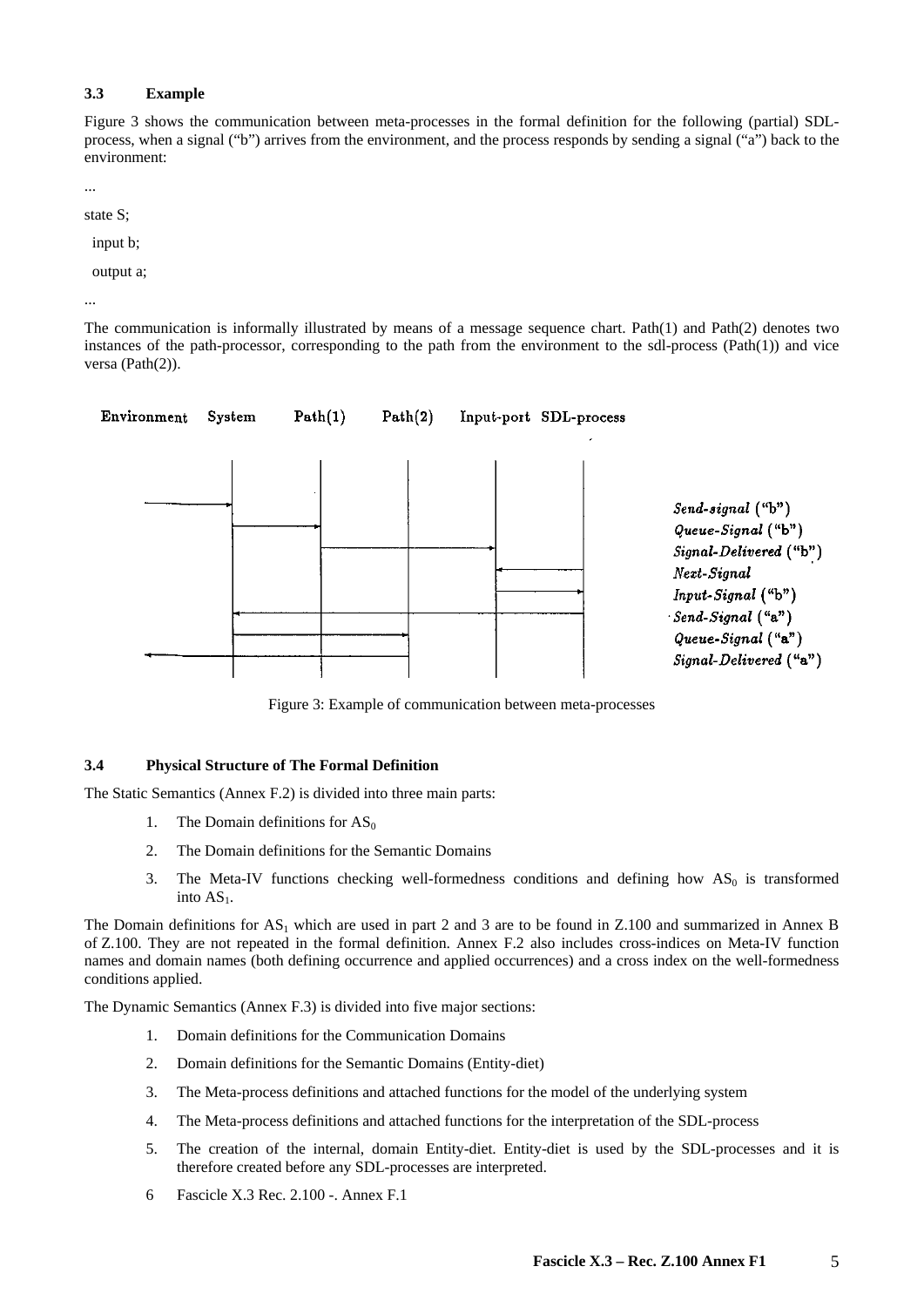### 3.3 Example

Figure 3 shows the communication between meta-processes in the formal definition for the following (partial) SDL-process, when a signal ("b") arrives from the environment, and the process responds by sending a signal ("a") back to the environment:

```
...
state S;
  input b;
  output a;
...
```

The communication is informally illustrated by means of a message sequence chart. Path(1) and Path(2) denotes two instances of the path-processor, corresponding to the path from the environment to the sdl-process (Path(1)) and vice versa (Path(2)).

Environment System Path(1) Path(2) Input-port SDL-process

*Send-signal* ("b")
*Queue-Signal* ("b")
*Signal-Delivered* ("b")
*Next-Signal*
*Input-Signal* ("b")
*Send-Signal* ("a")
*Queue-Signal* ("a")
*Signal-Delivered* ("a")

Figure 3: Example of communication between meta-processes

### 3.4 Physical Structure of The Formal Definition

The Static Semantics (Annex F.2) is divided into three main parts:

1. The Domain definitions for $AS_0$
2. The Domain definitions for the Semantic Domains
3. The Meta-IV functions checking well-formedness conditions and defining how $AS_0$ is transformed into $AS_1$.

The Domain definitions for $AS_1$ which are used in part 2 and 3 are to be found in Z.100 and summarized in Annex B of Z.100. They are not repeated in the formal definition. Annex F.2 also includes cross-indices on Meta-IV function names and domain names (both defining occurrence and applied occurrences) and a cross index on the well-formedness conditions applied.

The Dynamic Semantics (Annex F.3) is divided into five major sections:

1. Domain definitions for the Communication Domains
2. Domain definitions for the Semantic Domains (Entity-diet)
3. The Meta-process definitions and attached functions for the model of the underlying system
4. The Meta-process definitions and attached functions for the interpretation of the SDL-process
5. The creation of the internal, domain Entity-diet. Entity-diet is used by the SDL-processes and it is therefore created before any SDL-processes are interpreted.

6 Fascicle X.3 Rec. 2.100 -. Annex F.1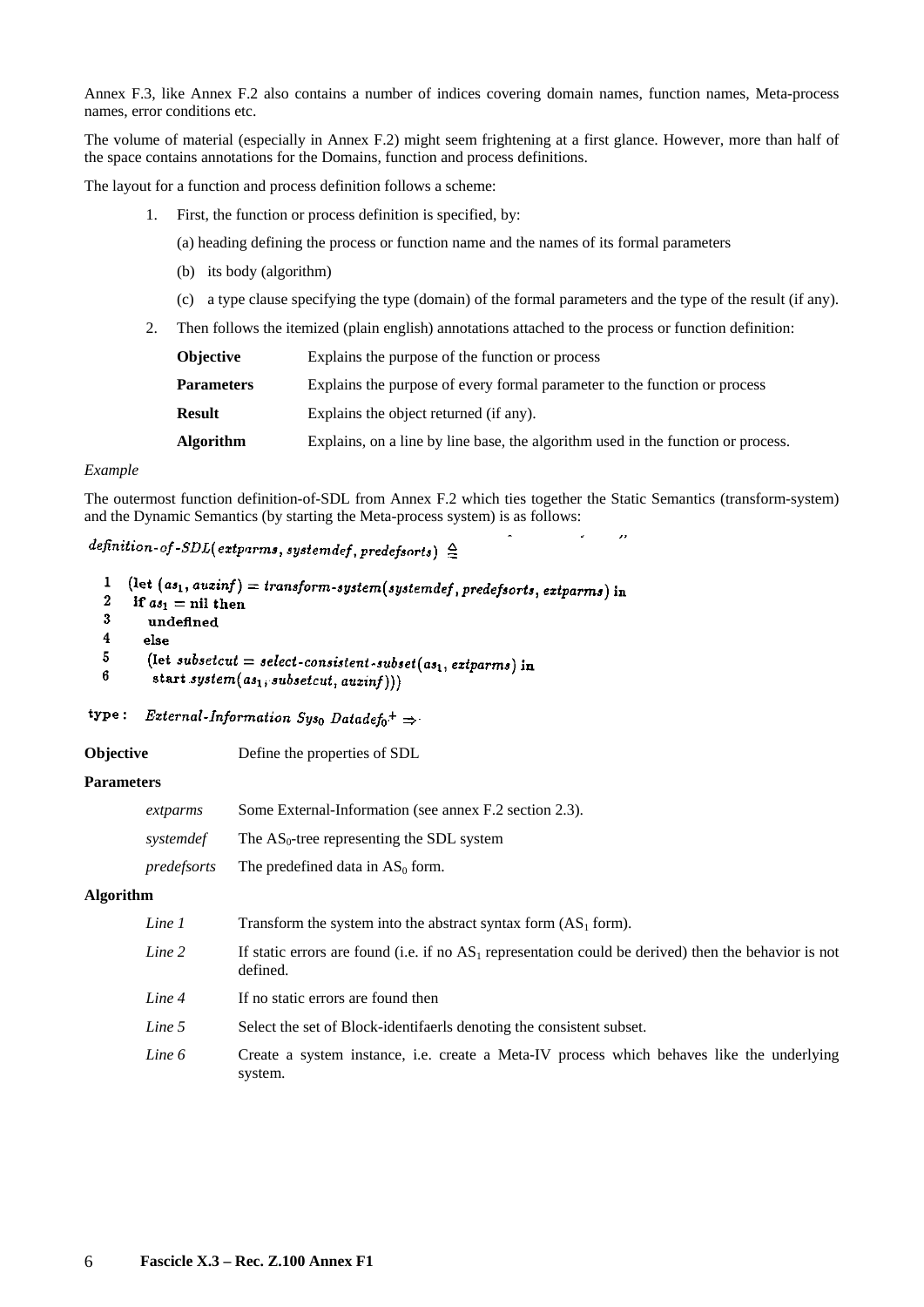Annex F.3, like Annex F.2 also contains a number of indices covering domain names, function names, Meta-process names, error conditions etc.

The volume of material (especially in Annex F.2) might seem frightening at a first glance. However, more than half of the space contains annotations for the Domains, function and process definitions.

The layout for a function and process definition follows a scheme:

1. First, the function or process definition is specified, by:

   (a) heading defining the process or function name and the names of its formal parameters

   (b) its body (algorithm)

   (c) a type clause specifying the type (domain) of the formal parameters and the type of the result (if any).

2. Then follows the itemized (plain english) annotations attached to the process or function definition:

| | |
|---|---|
| **Objective** | Explains the purpose of the function or process |
| **Parameters** | Explains the purpose of every formal parameter to the function or process |
| **Result** | Explains the object returned (if any). |
| **Algorithm** | Explains, on a line by line base, the algorithm used in the function or process. |

*Example*

The outermost function definition-of-SDL from Annex F.2 which ties together the Static Semantics (transform-system) and the Dynamic Semantics (by starting the Meta-process system) is as follows:

$$\textit{definition-of-SDL}(\textit{extparms}, \textit{systemdef}, \textit{predefsorts}) \triangleq$$

```
1  (let (as₁, auxinf) = transform-system(systemdef, predefsorts, extparms) in
2   if as₁ = nil then
3     undefined
4   else
5     (let subsetcut = select-consistent-subset(as₁, extparms) in
6       start system(as₁, subsetcut, auxinf)))
```

**type:** $\textit{External-Information Sys}_0\ \textit{Datadef}_0{}^+ \Rightarrow$

**Objective** Define the properties of SDL

**Parameters**

| | |
|---|---|
| *extparms* | Some External-Information (see annex F.2 section 2.3). |
| *systemdef* | The $AS_0$-tree representing the SDL system |
| *predefsorts* | The predefined data in $AS_0$ form. |

**Algorithm**

| | |
|---|---|
| *Line 1* | Transform the system into the abstract syntax form ($AS_1$ form). |
| *Line 2* | If static errors are found (i.e. if no $AS_1$ representation could be derived) then the behavior is not defined. |
| *Line 4* | If no static errors are found then |
| *Line 5* | Select the set of Block-identifaerls denoting the consistent subset. |
| *Line 6* | Create a system instance, i.e. create a Meta-IV process which behaves like the underlying system. |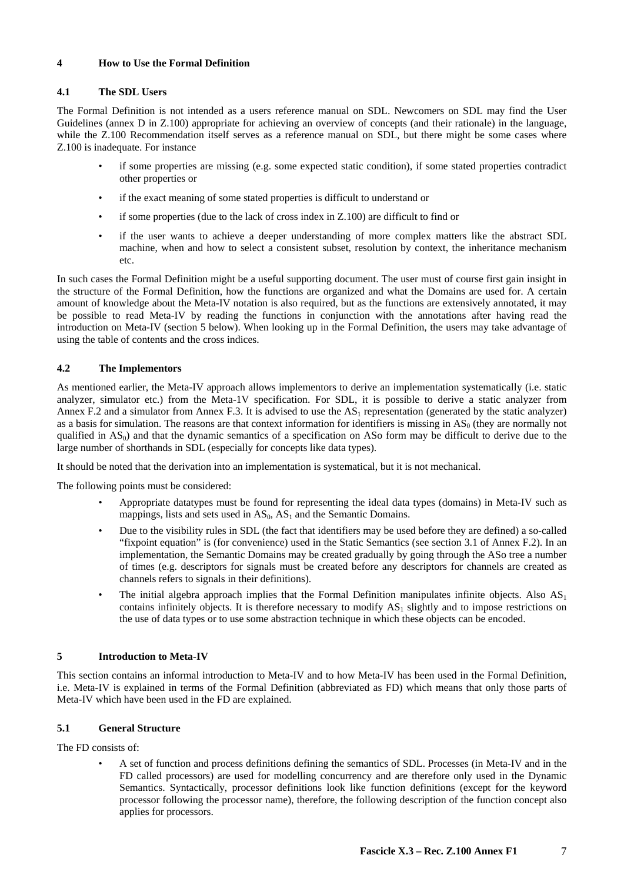## 4 How to Use the Formal Definition

### 4.1 The SDL Users

The Formal Definition is not intended as a users reference manual on SDL. Newcomers on SDL may find the User Guidelines (annex D in Z.100) appropriate for achieving an overview of concepts (and their rationale) in the language, while the Z.100 Recommendation itself serves as a reference manual on SDL, but there might be some cases where Z.100 is inadequate. For instance

- if some properties are missing (e.g. some expected static condition), if some stated properties contradict other properties or
- if the exact meaning of some stated properties is difficult to understand or
- if some properties (due to the lack of cross index in Z.100) are difficult to find or
- if the user wants to achieve a deeper understanding of more complex matters like the abstract SDL machine, when and how to select a consistent subset, resolution by context, the inheritance mechanism etc.

In such cases the Formal Definition might be a useful supporting document. The user must of course first gain insight in the structure of the Formal Definition, how the functions are organized and what the Domains are used for. A certain amount of knowledge about the Meta-IV notation is also required, but as the functions are extensively annotated, it may be possible to read Meta-IV by reading the functions in conjunction with the annotations after having read the introduction on Meta-IV (section 5 below). When looking up in the Formal Definition, the users may take advantage of using the table of contents and the cross indices.

### 4.2 The Implementors

As mentioned earlier, the Meta-IV approach allows implementors to derive an implementation systematically (i.e. static analyzer, simulator etc.) from the Meta-1V specification. For SDL, it is possible to derive a static analyzer from Annex F.2 and a simulator from Annex F.3. It is advised to use the $AS_1$ representation (generated by the static analyzer) as a basis for simulation. The reasons are that context information for identifiers is missing in $AS_0$ (they are normally not qualified in $AS_0$) and that the dynamic semantics of a specification on ASo form may be difficult to derive due to the large number of shorthands in SDL (especially for concepts like data types).

It should be noted that the derivation into an implementation is systematical, but it is not mechanical.

The following points must be considered:

- Appropriate datatypes must be found for representing the ideal data types (domains) in Meta-IV such as mappings, lists and sets used in $AS_0$, $AS_1$ and the Semantic Domains.
- Due to the visibility rules in SDL (the fact that identifiers may be used before they are defined) a so-called "fixpoint equation" is (for convenience) used in the Static Semantics (see section 3.1 of Annex F.2). In an implementation, the Semantic Domains may be created gradually by going through the ASo tree a number of times (e.g. descriptors for signals must be created before any descriptors for channels are created as channels refers to signals in their definitions).
- The initial algebra approach implies that the Formal Definition manipulates infinite objects. Also $AS_1$ contains infinitely objects. It is therefore necessary to modify $AS_1$ slightly and to impose restrictions on the use of data types or to use some abstraction technique in which these objects can be encoded.

## 5 Introduction to Meta-IV

This section contains an informal introduction to Meta-IV and to how Meta-IV has been used in the Formal Definition, i.e. Meta-IV is explained in terms of the Formal Definition (abbreviated as FD) which means that only those parts of Meta-IV which have been used in the FD are explained.

### 5.1 General Structure

The FD consists of:

- A set of function and process definitions defining the semantics of SDL. Processes (in Meta-IV and in the FD called processors) are used for modelling concurrency and are therefore only used in the Dynamic Semantics. Syntactically, processor definitions look like function definitions (except for the keyword processor following the processor name), therefore, the following description of the function concept also applies for processors.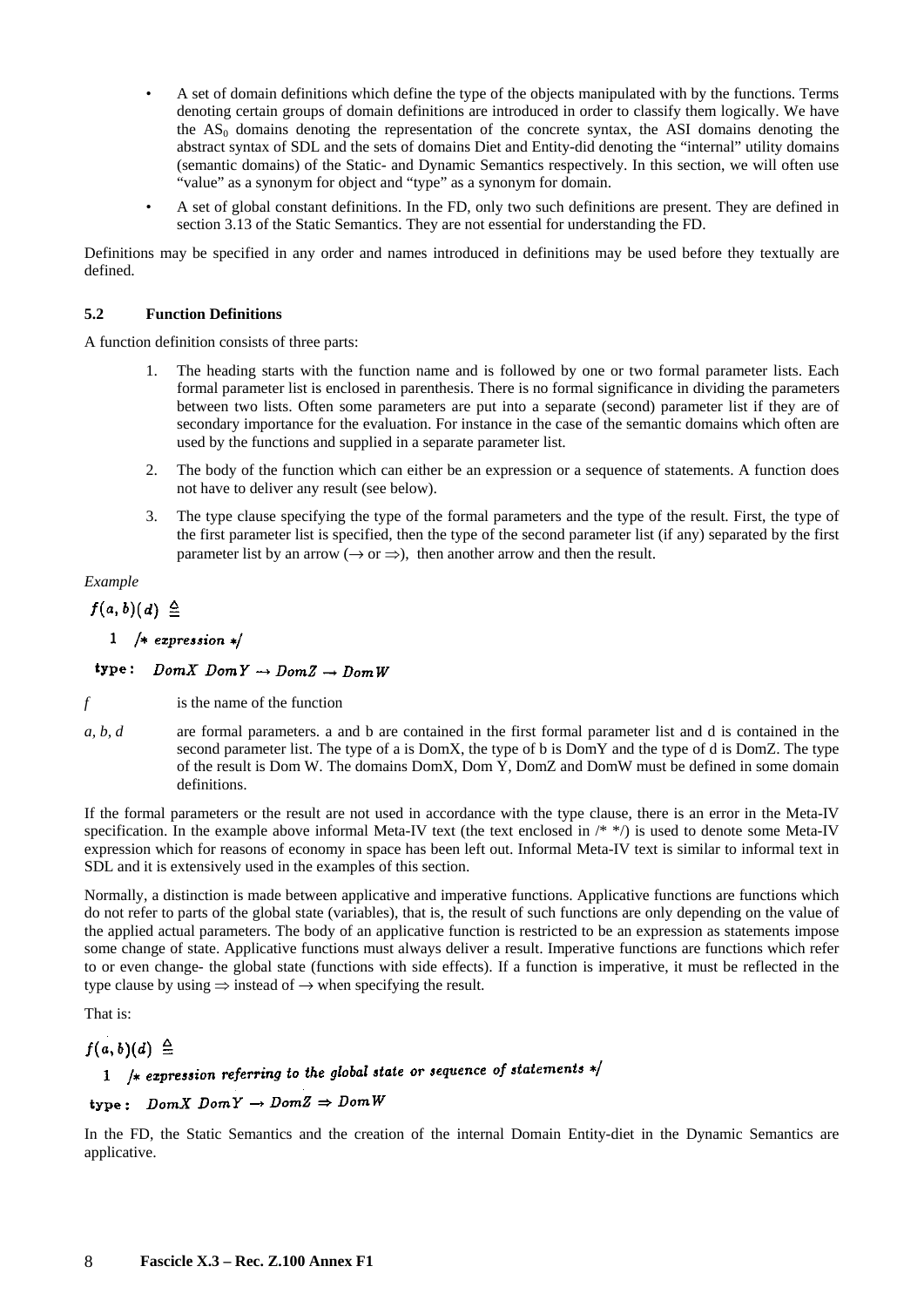- A set of domain definitions which define the type of the objects manipulated with by the functions. Terms denoting certain groups of domain definitions are introduced in order to classify them logically. We have the $AS_0$ domains denoting the representation of the concrete syntax, the AS1 domains denoting the abstract syntax of SDL and the sets of domains Diet and Entity-did denoting the "internal" utility domains (semantic domains) of the Static- and Dynamic Semantics respectively. In this section, we will often use "value" as a synonym for object and "type" as a synonym for domain.
- A set of global constant definitions. In the FD, only two such definitions are present. They are defined in section 3.13 of the Static Semantics. They are not essential for understanding the FD.

Definitions may be specified in any order and names introduced in definitions may be used before they textually are defined.

### 5.2 Function Definitions

A function definition consists of three parts:

1. The heading starts with the function name and is followed by one or two formal parameter lists. Each formal parameter list is enclosed in parenthesis. There is no formal significance in dividing the parameters between two lists. Often some parameters are put into a separate (second) parameter list if they are of secondary importance for the evaluation. For instance in the case of the semantic domains which often are used by the functions and supplied in a separate parameter list.
2. The body of the function which can either be an expression or a sequence of statements. A function does not have to deliver any result (see below).
3. The type clause specifying the type of the formal parameters and the type of the result. First, the type of the first parameter list is specified, then the type of the second parameter list (if any) separated by the first parameter list by an arrow ($\rightarrow$ or $\Rightarrow$), then another arrow and then the result.

*Example*

$f(a,b)(d) \triangleq$

  1 */\* expression \*/*

**type:** $DomX\ DomY \rightarrow DomZ \rightarrow DomW$

*f* is the name of the function

*a, b, d* are formal parameters. a and b are contained in the first formal parameter list and d is contained in the second parameter list. The type of a is DomX, the type of b is DomY and the type of d is DomZ. The type of the result is Dom W. The domains DomX, Dom Y, DomZ and DomW must be defined in some domain definitions.

If the formal parameters or the result are not used in accordance with the type clause, there is an error in the Meta-IV specification. In the example above informal Meta-IV text (the text enclosed in /* */) is used to denote some Meta-IV expression which for reasons of economy in space has been left out. Informal Meta-IV text is similar to informal text in SDL and it is extensively used in the examples of this section.

Normally, a distinction is made between applicative and imperative functions. Applicative functions are functions which do not refer to parts of the global state (variables), that is, the result of such functions are only depending on the value of the applied actual parameters. The body of an applicative function is restricted to be an expression as statements impose some change of state. Applicative functions must always deliver a result. Imperative functions are functions which refer to or even change- the global state (functions with side effects). If a function is imperative, it must be reflected in the type clause by using $\Rightarrow$ instead of $\rightarrow$ when specifying the result.

That is:

$f(a,b)(d) \triangleq$

  1 */\* expression referring to the global state or sequence of statements \*/*

**type:** $DomX\ DomY \rightarrow DomZ \Rightarrow DomW$

In the FD, the Static Semantics and the creation of the internal Domain Entity-diet in the Dynamic Semantics are applicative.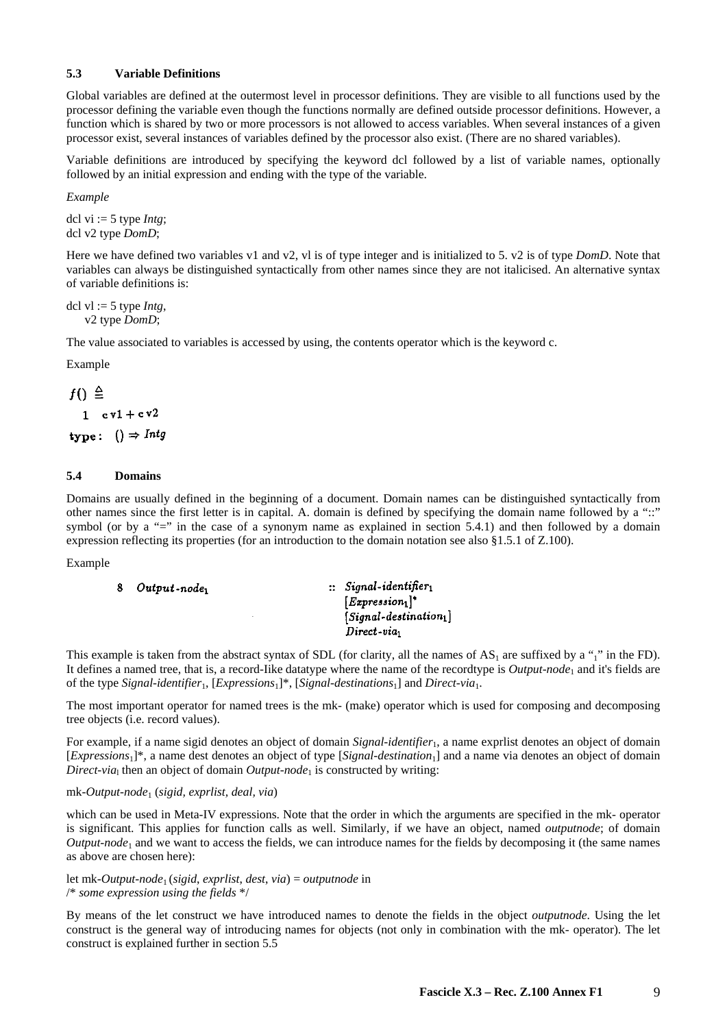### 5.3 Variable Definitions

Global variables are defined at the outermost level in processor definitions. They are visible to all functions used by the processor defining the variable even though the functions normally are defined outside processor definitions. However, a function which is shared by two or more processors is not allowed to access variables. When several instances of a given processor exist, several instances of variables defined by the processor also exist. (There are no shared variables).

Variable definitions are introduced by specifying the keyword dcl followed by a list of variable names, optionally followed by an initial expression and ending with the type of the variable.

*Example*

dcl vi := 5 type *Intg*;
dcl v2 type *DomD*;

Here we have defined two variables v1 and v2, vl is of type integer and is initialized to 5. v2 is of type *DomD*. Note that variables can always be distinguished syntactically from other names since they are not italicised. An alternative syntax of variable definitions is:

dcl vl := 5 type *Intg*,
    v2 type *DomD*;

The value associated to variables is accessed by using, the contents operator which is the keyword c.

Example

$f() \triangleq$

  1   c v1 + c v2

**type**: $() \Rightarrow$ *Intg*

### 5.4 Domains

Domains are usually defined in the beginning of a document. Domain names can be distinguished syntactically from other names since the first letter is in capital. A. domain is defined by specifying the domain name followed by a "::" symbol (or by a "=" in the case of a synonym name as explained in section 5.4.1) and then followed by a domain expression reflecting its properties (for an introduction to the domain notation see also §1.5.1 of Z.100).

Example

8  $\textit{Output-node}_1$  ::  $\textit{Signal-identifier}_1$
  $[\textit{Expression}_1]^*$
  $[\textit{Signal-destination}_1]$
  $\textit{Direct-via}_1$

This example is taken from the abstract syntax of SDL (for clarity, all the names of $AS_1$ are suffixed by a "$_1$" in the FD). It defines a named tree, that is, a record-Iike datatype where the name of the recordtype is $\textit{Output-node}_1$ and it's fields are of the type $\textit{Signal-identifier}_1$, $[\textit{Expressions}_1]^*$, $[\textit{Signal-destinations}_1]$ and $\textit{Direct-via}_1$.

The most important operator for named trees is the mk- (make) operator which is used for composing and decomposing tree objects (i.e. record values).

For example, if a name sigid denotes an object of domain $\textit{Signal-identifier}_1$, a name exprlist denotes an object of domain $[\textit{Expressions}_1]^*$, a name dest denotes an object of type $[\textit{Signal-destination}_1]$ and a name via denotes an object of domain $\textit{Direct-via}_l$ then an object of domain $\textit{Output-node}_1$ is constructed by writing:

mk-$\textit{Output-node}_1$ (*sigid, exprlist, deal, via*)

which can be used in Meta-IV expressions. Note that the order in which the arguments are specified in the mk- operator is significant. This applies for function calls as well. Similarly, if we have an object, named *outputnode*; of domain $\textit{Output-node}_1$ and we want to access the fields, we can introduce names for the fields by decomposing it (the same names as above are chosen here):

let mk-$\textit{Output-node}_1$ (*sigid*, *exprlist*, *dest*, *via*) = *outputnode* in
/* *some expression using the fields* */

By means of the let construct we have introduced names to denote the fields in the object *outputnode*. Using the let construct is the general way of introducing names for objects (not only in combination with the mk- operator). The let construct is explained further in section 5.5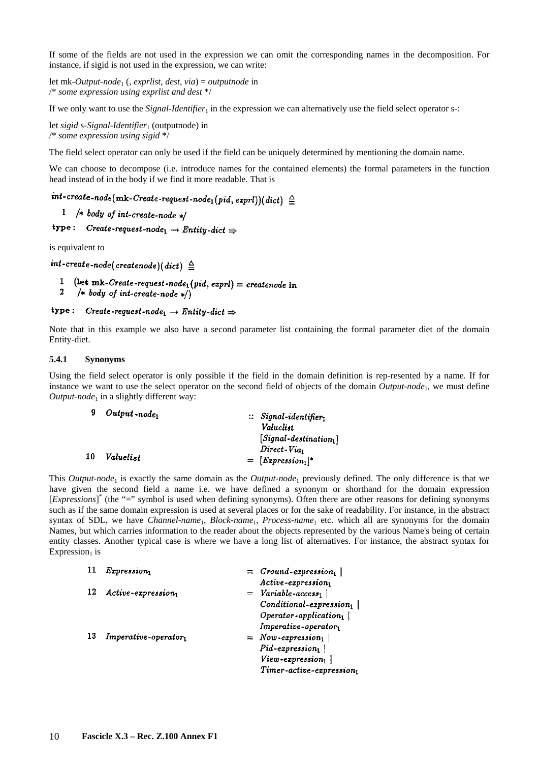If some of the fields are not used in the expression we can omit the corresponding names in the decomposition. For instance, if sigid is not used in the expression, we can write:

let mk-*Output-node*$_1$ (, *exprlist*, *dest*, *via*) = *outputnode* in
/* *some expression using exprlist and dest* */

If we only want to use the *Signal-Identifier*$_1$ in the expression we can alternatively use the field select operator s-:

let *sigid* s-*Signal-Identifier*$_1$ (outputnode) in
/* *some expression using sigid* */

The field select operator can only be used if the field can be uniquely determined by mentioning the domain name.

We can choose to decompose (i.e. introduce names for the contained elements) the formal parameters in the function head instead of in the body if we find it more readable. That is

```
int-create-node(mk-Create-request-node1(pid, exprl))(dict) ≜

  1  /* body of int-create-node */

type:  Create-request-node1 → Entity-dict ⇒
```

is equivalent to

```
int-create-node(createnode)(dict) ≜

  1  (let mk-Create-request-node1(pid, exprl) = createnode in
  2   /* body of int-create-node */)

type:  Create-request-node1 → Entity-dict ⇒
```

Note that in this example we also have a second parameter list containing the formal parameter diet of the domain Entity-diet.

### 5.4.1 Synonyms

Using the field select operator is only possible if the field in the domain definition is rep-resented by a name. If for instance we want to use the select operator on the second field of objects of the domain *Output-node*$_1$, we must define *Output-node*$_1$ in a slightly different way:

```
 9  Output-node1              :: Signal-identifier1
                                 Valuelist
                                 [Signal-destination1]
                                 Direct-Via1
10  Valuelist                  = [Expression1]*
```

This *Output-node*$_1$ is exactly the same domain as the *Output-node*$_1$ previously defined. The only difference is that we have given the second field a name i.e. we have defined a synonym or shorthand for the domain expression [*Expressions*]$^*$ (the "=" symbol is used when defining synonyms). Often there are other reasons for defining synonyms such as if the same domain expression is used at several places or for the sake of readability. For instance, in the abstract syntax of SDL, we have *Channel-name*$_1$, *Block-name*$_1$, *Process-name*$_1$ etc. which all are synonyms for the domain Names, but which carries information to the reader about the objects represented by the various Name's being of certain entity classes. Another typical case is where we have a long list of alternatives. For instance, the abstract syntax for Expression$_1$ is

```
11  Expression1               = Ground-expression1 |
                                Active-expression1
12  Active-expression1        = Variable-access1 |
                                Conditional-expression1 |
                                Operator-application1 |
                                Imperative-operator1
13  Imperative-operator1      = Now-expression1 |
                                Pid-expression1 |
                                View-expression1 |
                                Timer-active-expression1
```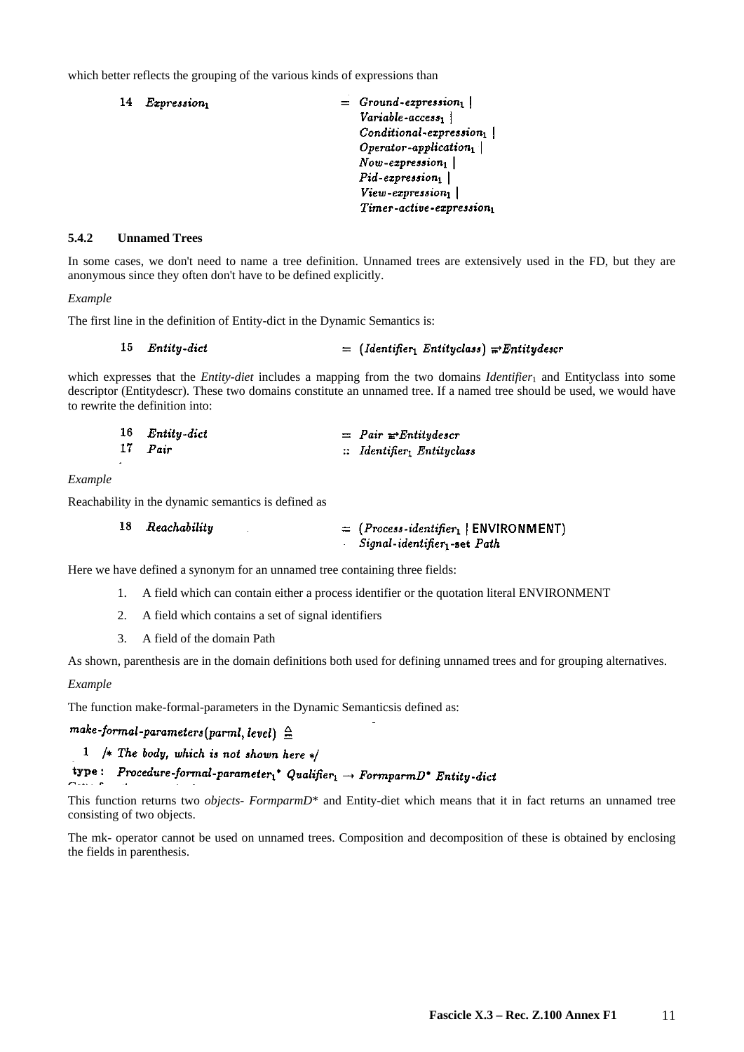which better reflects the grouping of the various kinds of expressions than

$$
\begin{array}{lll}
14 & \mathit{Expression}_1 & = \mathit{Ground\text{-}expression}_1 \mid \\
 & & \quad \mathit{Variable\text{-}access}_1 \mid \\
 & & \quad \mathit{Conditional\text{-}expression}_1 \mid \\
 & & \quad \mathit{Operator\text{-}application}_1 \mid \\
 & & \quad \mathit{Now\text{-}expression}_1 \mid \\
 & & \quad \mathit{Pid\text{-}expression}_1 \mid \\
 & & \quad \mathit{View\text{-}expression}_1 \mid \\
 & & \quad \mathit{Timer\text{-}active\text{-}expression}_1
\end{array}
$$

### 5.4.2 Unnamed Trees

In some cases, we don't need to name a tree definition. Unnamed trees are extensively used in the FD, but they are anonymous since they often don't have to be defined explicitly.

*Example*

The first line in the definition of Entity-dict in the Dynamic Semantics is:

$$
15 \quad \mathit{Entity\text{-}dict} \qquad = (\mathit{Identifier}_1\ \mathit{Entityclass}) \xrightarrow{m} \mathit{Entitydescr}
$$

which expresses that the *Entity-diet* includes a mapping from the two domains $\mathit{Identifier}_1$ and Entityclass into some descriptor (Entitydescr). These two domains constitute an unnamed tree. If a named tree should be used, we would have to rewrite the definition into:

$$
\begin{array}{lll}
16 & \mathit{Entity\text{-}dict} & = \mathit{Pair} \xrightarrow{m} \mathit{Entitydescr} \\
17 & \mathit{Pair} & :: \mathit{Identifier}_1\ \mathit{Entityclass}
\end{array}
$$

*Example*

Reachability in the dynamic semantics is defined as

$$
\begin{array}{lll}
18 & \mathit{Reachability} & = (\mathit{Process\text{-}identifier}_1 \mid \mathsf{ENVIRONMENT}) \\
 & & \quad \mathit{Signal\text{-}identifier}_1\text{-}\mathbf{set}\ \mathit{Path}
\end{array}
$$

Here we have defined a synonym for an unnamed tree containing three fields:

1. A field which can contain either a process identifier or the quotation literal ENVIRONMENT
2. A field which contains a set of signal identifiers
3. A field of the domain Path

As shown, parenthesis are in the domain definitions both used for defining unnamed trees and for grouping alternatives.

*Example*

The function make-formal-parameters in the Dynamic Semanticsis defined as:

$\mathit{make\text{-}formal\text{-}parameters}(\mathit{parml}, \mathit{level}) \triangleq$

1 */\* The body, which is not shown here \*/*

**type** : $\mathit{Procedure\text{-}formal\text{-}parameter}_1{}^* \ \mathit{Qualifier}_1 \rightarrow \mathit{FormparmD}^* \ \mathit{Entity\text{-}dict}$

This function returns two *objects- FormparmD\** and Entity-diet which means that it in fact returns an unnamed tree consisting of two objects.

The mk- operator cannot be used on unnamed trees. Composition and decomposition of these is obtained by enclosing the fields in parenthesis.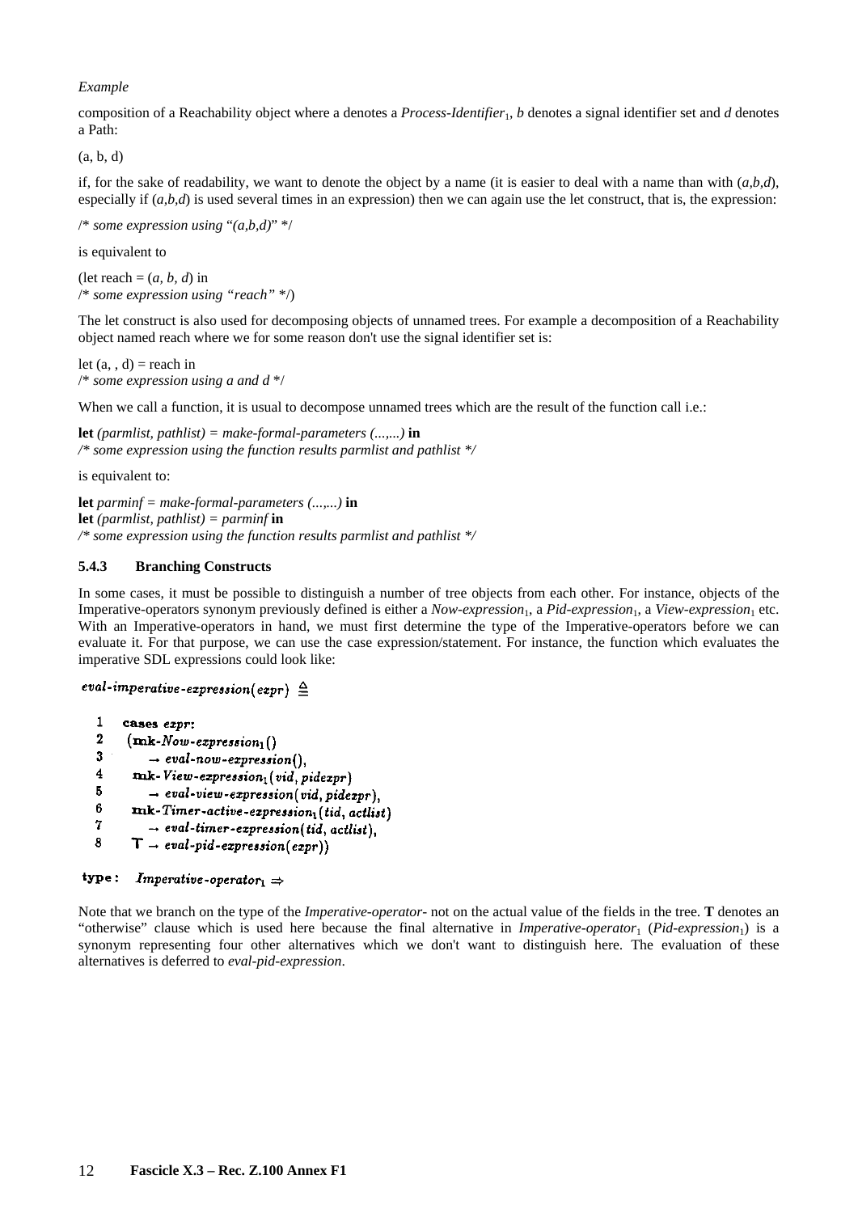*Example*

composition of a Reachability object where a denotes a *Process-Identifier*$_1$, *b* denotes a signal identifier set and *d* denotes a Path:

(a, b, d)

if, for the sake of readability, we want to denote the object by a name (it is easier to deal with a name than with (*a*,*b*,*d*), especially if (*a*,*b*,*d*) is used several times in an expression) then we can again use the let construct, that is, the expression:

/* *some expression using "(a,b,d)"* */

is equivalent to

(let reach = (*a*, *b*, *d*) in
/* *some expression using "reach"* */)

The let construct is also used for decomposing objects of unnamed trees. For example a decomposition of a Reachability object named reach where we for some reason don't use the signal identifier set is:

let (a, , d) = reach in
/* *some expression using a and d* */

When we call a function, it is usual to decompose unnamed trees which are the result of the function call i.e.:

**let** *(parmlist, pathlist) = make-formal-parameters (...,...)* **in**
*/* some expression using the function results parmlist and pathlist */*

is equivalent to:

**let** *parminf = make-formal-parameters (...,...)* **in**
**let** *(parmlist, pathlist) = parminf* **in**
*/* some expression using the function results parmlist and pathlist */*

### 5.4.3 Branching Constructs

In some cases, it must be possible to distinguish a number of tree objects from each other. For instance, objects of the Imperative-operators synonym previously defined is either a *Now-expression*$_1$, a *Pid-expression*$_1$, a *View-expression*$_1$ etc. With an Imperative-operators in hand, we must first determine the type of the Imperative-operators before we can evaluate it. For that purpose, we can use the case expression/statement. For instance, the function which evaluates the imperative SDL expressions could look like:

```
eval-imperative-expression(expr) ≜

1   cases expr:
2    (mk-Now-expression1()
3        → eval-now-expression(),
4     mk-View-expression1(vid, pidexpr)
5        → eval-view-expression(vid, pidexpr),
6     mk-Timer-active-expression1(tid, actlist)
7        → eval-timer-expression(tid, actlist),
8     T → eval-pid-expression(expr))

type:  Imperative-operator1 ⇒
```

Note that we branch on the type of the *Imperative-operator*- not on the actual value of the fields in the tree. **T** denotes an "otherwise" clause which is used here because the final alternative in *Imperative-operator*$_1$ (*Pid-expression*$_1$) is a synonym representing four other alternatives which we don't want to distinguish here. The evaluation of these alternatives is deferred to *eval-pid-expression*.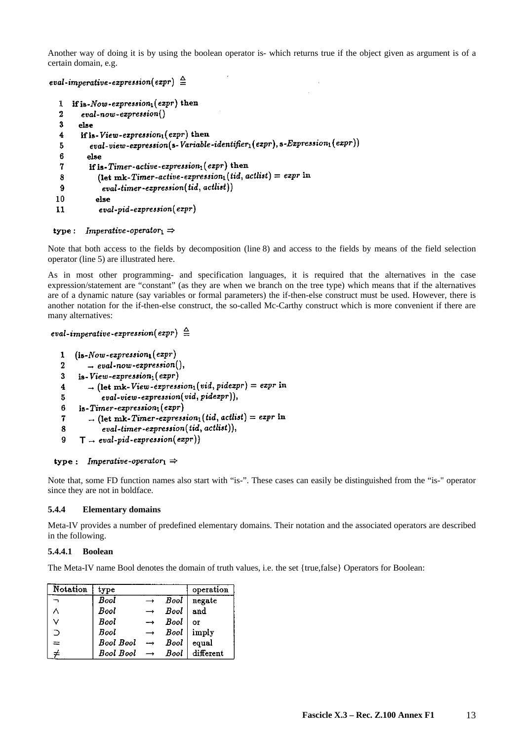Another way of doing it is by using the boolean operator is- which returns true if the object given as argument is of a certain domain, e.g.

```
eval-imperative-expression(expr) ≜

 1  if is-Now-expression1(expr) then
 2    eval-now-expression()
 3  else
 4    if is-View-expression1(expr) then
 5      eval-view-expression(s-Variable-identifier1(expr), s-Expression1(expr))
 6    else
 7      if is-Timer-active-expression1(expr) then
 8        (let mk-Timer-active-expression1(tid, actlist) = expr in
 9          eval-timer-expression(tid, actlist))
10      else
11        eval-pid-expression(expr)

type :  Imperative-operator1 ⇒
```

Note that both access to the fields by decomposition (line 8) and access to the fields by means of the field selection operator (line 5) are illustrated here.

As in most other programming- and specification languages, it is required that the alternatives in the case expression/statement are "constant" (as they are when we branch on the tree type) which means that if the alternatives are of a dynamic nature (say variables or formal parameters) the if-then-else construct must be used. However, there is another notation for the if-then-else construct, the so-called Mc-Carthy construct which is more convenient if there are many alternatives:

```
eval-imperative-expression(expr) ≜

 1  (is-Now-expression1(expr)
 2     → eval-now-expression(),
 3   is-View-expression1(expr)
 4     → (let mk-View-expression1(vid, pidexpr) = expr in
 5         eval-view-expression(vid, pidexpr)),
 6   is-Timer-expression1(expr)
 7     → (let mk-Timer-expression1(tid, actlist) = expr in
 8         eval-timer-expression(tid, actlist)),
 9   T → eval-pid-expression(expr))

type :  Imperative-operator1 ⇒
```

Note that, some FD function names also start with "is-". These cases can easily be distinguished from the "is-" operator since they are not in boldface.

### 5.4.4 Elementary domains

Meta-IV provides a number of predefined elementary domains. Their notation and the associated operators are described in the following.

#### 5.4.4.1 Boolean

The Meta-IV name Bool denotes the domain of truth values, i.e. the set {true,false} Operators for Boolean:

| Notation | type | | | operation |
|---|---|---|---|---|
| $\neg$ | *Bool* | $\rightarrow$ | *Bool* | negate |
| $\wedge$ | *Bool* | $\rightarrow$ | *Bool* | and |
| $\vee$ | *Bool* | $\rightarrow$ | *Bool* | or |
| $\supset$ | *Bool* | $\rightarrow$ | *Bool* | imply |
| $=$ | *Bool Bool* | $\rightarrow$ | *Bool* | equal |
| $\neq$ | *Bool Bool* | $\rightarrow$ | *Bool* | different |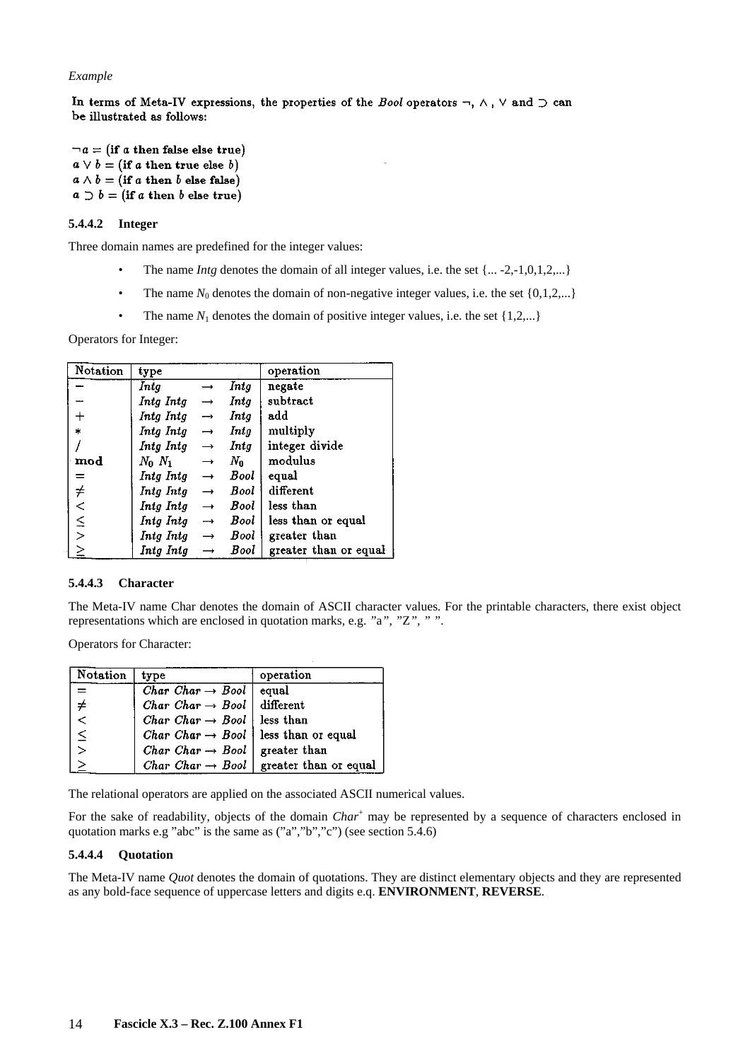*Example*

In terms of Meta-IV expressions, the properties of the *Bool* operators $\neg$, $\wedge$, $\vee$ and $\supset$ can be illustrated as follows:

$\neg a = (\textbf{if } a \textbf{ then false else true})$
$a \vee b = (\textbf{if } a \textbf{ then true else } b)$
$a \wedge b = (\textbf{if } a \textbf{ then } b \textbf{ else false})$
$a \supset b = (\textbf{if } a \textbf{ then } b \textbf{ else true})$

#### 5.4.4.2 Integer

Three domain names are predefined for the integer values:

- The name *Intg* denotes the domain of all integer values, i.e. the set {... -2,-1,0,1,2,...}
- The name $N_0$ denotes the domain of non-negative integer values, i.e. the set {0,1,2,...}
- The name $N_1$ denotes the domain of positive integer values, i.e. the set {1,2,...}

Operators for Integer:

| Notation | type | operation |
|---|---|---|
| $-$ | *Intg* $\rightarrow$ *Intg* | negate |
| $-$ | *Intg Intg* $\rightarrow$ *Intg* | subtract |
| $+$ | *Intg Intg* $\rightarrow$ *Intg* | add |
| $*$ | *Intg Intg* $\rightarrow$ *Intg* | multiply |
| $/$ | *Intg Intg* $\rightarrow$ *Intg* | integer divide |
| **mod** | $N_0$ $N_1$ $\rightarrow$ $N_0$ | modulus |
| $=$ | *Intg Intg* $\rightarrow$ *Bool* | equal |
| $\neq$ | *Intg Intg* $\rightarrow$ *Bool* | different |
| $<$ | *Intg Intg* $\rightarrow$ *Bool* | less than |
| $\leq$ | *Intg Intg* $\rightarrow$ *Bool* | less than or equal |
| $>$ | *Intg Intg* $\rightarrow$ *Bool* | greater than |
| $\geq$ | *Intg Intg* $\rightarrow$ *Bool* | greater than or equal |

#### 5.4.4.3 Character

The Meta-IV name Char denotes the domain of ASCII character values. For the printable characters, there exist object representations which are enclosed in quotation marks, e.g. "a", "Z", " ".

Operators for Character:

| Notation | type | operation |
|---|---|---|
| $=$ | *Char Char* $\rightarrow$ *Bool* | equal |
| $\neq$ | *Char Char* $\rightarrow$ *Bool* | different |
| $<$ | *Char Char* $\rightarrow$ *Bool* | less than |
| $\leq$ | *Char Char* $\rightarrow$ *Bool* | less than or equal |
| $>$ | *Char Char* $\rightarrow$ *Bool* | greater than |
| $\geq$ | *Char Char* $\rightarrow$ *Bool* | greater than or equal |

The relational operators are applied on the associated ASCII numerical values.

For the sake of readability, objects of the domain $Char^+$ may be represented by a sequence of characters enclosed in quotation marks e.g "abc" is the same as ("a","b","c") (see section 5.4.6)

#### 5.4.4.4 Quotation

The Meta-IV name *Quot* denotes the domain of quotations. They are distinct elementary objects and they are represented as any bold-face sequence of uppercase letters and digits e.q. **ENVIRONMENT**, **REVERSE**.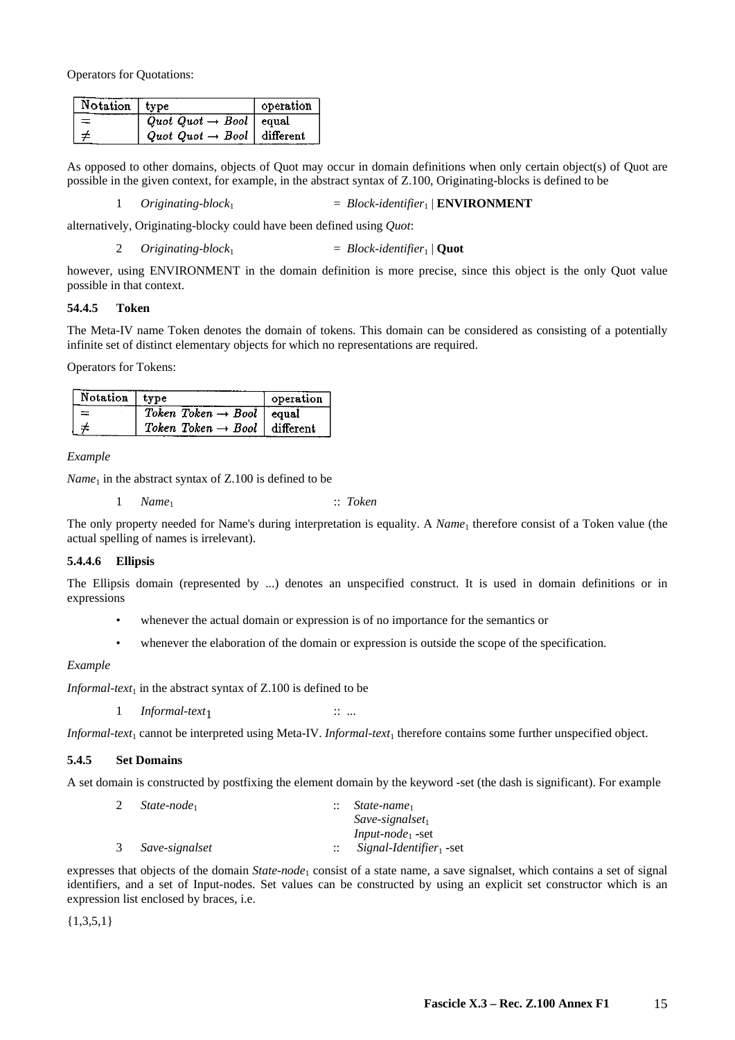Operators for Quotations:

| Notation | type | operation |
|---|---|---|
| = | $Quot\ Quot \rightarrow Bool$ | equal |
| ≠ | $Quot\ Quot \rightarrow Bool$ | different |

As opposed to other domains, objects of Quot may occur in domain definitions when only certain object(s) of Quot are possible in the given context, for example, in the abstract syntax of Z.100, Originating-blocks is defined to be

1 $Originating\text{-}block_1$ = $Block\text{-}identifier_1$ | **ENVIRONMENT**

alternatively, Originating-blocky could have been defined using *Quot*:

2 $Originating\text{-}block_1$ = $Block\text{-}identifier_1$ | **Quot**

however, using ENVIRONMENT in the domain definition is more precise, since this object is the only Quot value possible in that context.

### 54.4.5 Token

The Meta-IV name Token denotes the domain of tokens. This domain can be considered as consisting of a potentially infinite set of distinct elementary objects for which no representations are required.

Operators for Tokens:

| Notation | type | operation |
|---|---|---|
| = | $Token\ Token \rightarrow Bool$ | equal |
| ≠ | $Token\ Token \rightarrow Bool$ | different |

*Example*

$Name_1$ in the abstract syntax of Z.100 is defined to be

1 $Name_1$ :: *Token*

The only property needed for Name's during interpretation is equality. A $Name_1$ therefore consist of a Token value (the actual spelling of names is irrelevant).

### 5.4.4.6 Ellipsis

The Ellipsis domain (represented by ...) denotes an unspecified construct. It is used in domain definitions or in expressions

- whenever the actual domain or expression is of no importance for the semantics or
- whenever the elaboration of the domain or expression is outside the scope of the specification.

*Example*

$Informal\text{-}text_1$ in the abstract syntax of Z.100 is defined to be

1 $Informal\text{-}text_1$ :: ...

$Informal\text{-}text_1$ cannot be interpreted using Meta-IV. $Informal\text{-}text_1$ therefore contains some further unspecified object.

### 5.4.5 Set Domains

A set domain is constructed by postfixing the element domain by the keyword -set (the dash is significant). For example

```
2   State-node₁        ::  State-name₁
                           Save-signalset₁
                           Input-node₁ -set
3   Save-signalset     ::  Signal-Identifier₁ -set
```

expresses that objects of the domain $State\text{-}node_1$ consist of a state name, a save signalset, which contains a set of signal identifiers, and a set of Input-nodes. Set values can be constructed by using an explicit set constructor which is an expression list enclosed by braces, i.e.

{1,3,5,1}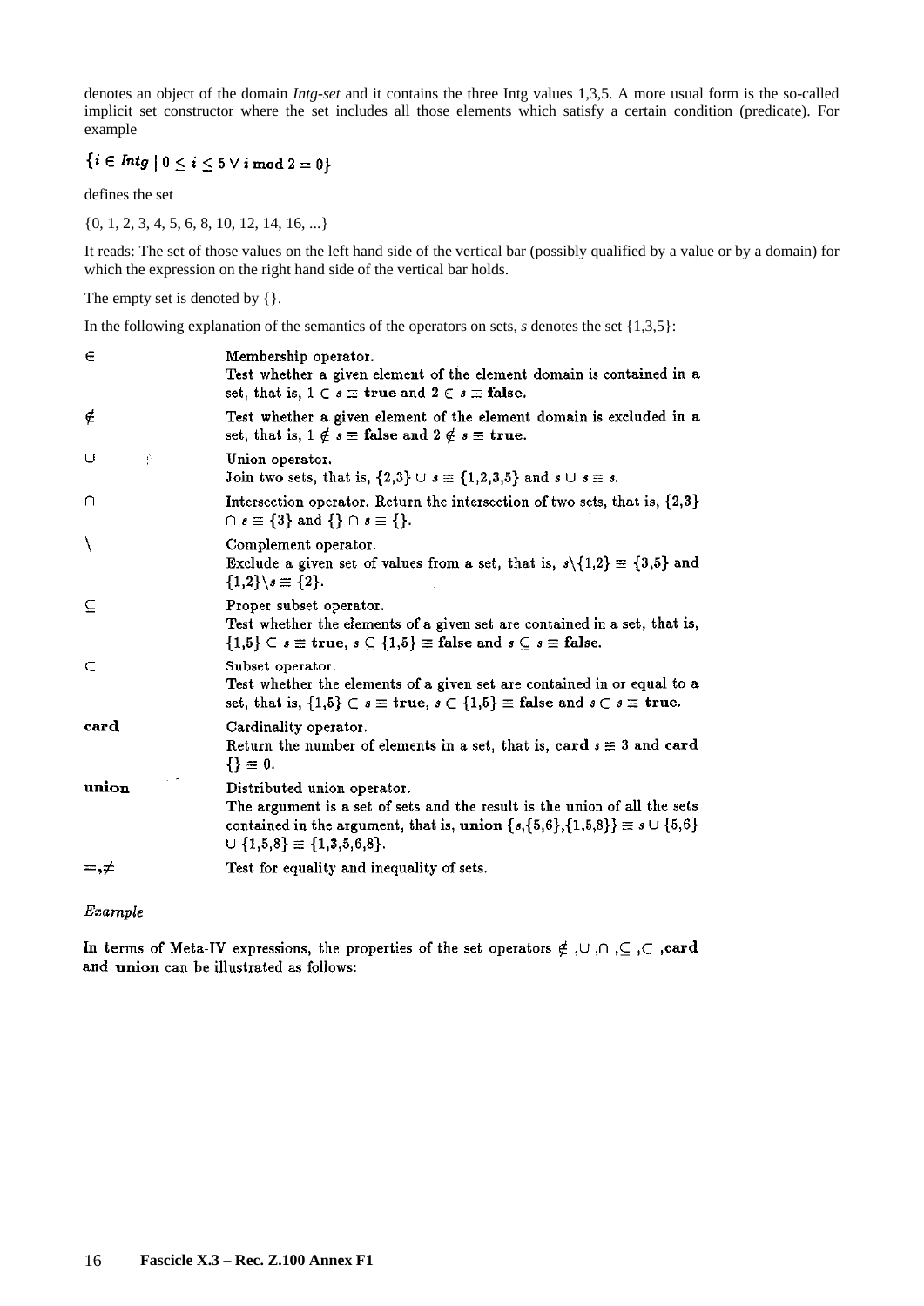denotes an object of the domain *Intg-set* and it contains the three Intg values 1,3,5. A more usual form is the so-called implicit set constructor where the set includes all those elements which satisfy a certain condition (predicate). For example

$\{i \in \mathit{Intg} \mid 0 \leq i \leq 5 \vee i \,\mathbf{mod}\, 2 = 0\}$

defines the set

{0, 1, 2, 3, 4, 5, 6, 8, 10, 12, 14, 16, ...}

It reads: The set of those values on the left hand side of the vertical bar (possibly qualified by a value or by a domain) for which the expression on the right hand side of the vertical bar holds.

The empty set is denoted by {}.

In the following explanation of the semantics of the operators on sets, *s* denotes the set {1,3,5}:

| | |
|---|---|
| $\in$ | Membership operator.<br>Test whether a given element of the element domain is contained in a set, that is, $1 \in s \equiv$ **true** and $2 \in s \equiv$ **false**. |
| $\notin$ | Test whether a given element of the element domain is excluded in a set, that is, $1 \notin s \equiv$ **false** and $2 \notin s \equiv$ **true**. |
| $\cup$ | Union operator.<br>Join two sets, that is, $\{2,3\} \cup s \equiv \{1,2,3,5\}$ and $s \cup s \equiv s$. |
| $\cap$ | Intersection operator. Return the intersection of two sets, that is, $\{2,3\} \cap s \equiv \{3\}$ and $\{\} \cap s \equiv \{\}$. |
| $\backslash$ | Complement operator.<br>Exclude a given set of values from a set, that is, $s \backslash \{1,2\} \equiv \{3,5\}$ and $\{1,2\} \backslash s \equiv \{2\}$. |
| $\subseteq$ | Proper subset operator.<br>Test whether the elements of a given set are contained in a set, that is, $\{1,5\} \subseteq s \equiv$ **true**, $s \subseteq \{1,5\} \equiv$ **false** and $s \subseteq s \equiv$ **false**. |
| $\subset$ | Subset operator.<br>Test whether the elements of a given set are contained in or equal to a set, that is, $\{1,5\} \subset s \equiv$ **true**, $s \subset \{1,5\} \equiv$ **false** and $s \subset s \equiv$ **true**. |
| **card** | Cardinality operator.<br>Return the number of elements in a set, that is, **card** $s \equiv 3$ and **card** $\{\} \equiv 0$. |
| **union** | Distributed union operator.<br>The argument is a set of sets and the result is the union of all the sets contained in the argument, that is, **union** $\{s,\{5,6\},\{1,5,8\}\} \equiv s \cup \{5,6\} \cup \{1,5,8\} \equiv \{1,3,5,6,8\}$. |
| $=, \neq$ | Test for equality and inequality of sets. |

*Example*

In terms of Meta-IV expressions, the properties of the set operators $\notin$, $\cup$, $\cap$, $\subseteq$, $\subset$, **card** and **union** can be illustrated as follows: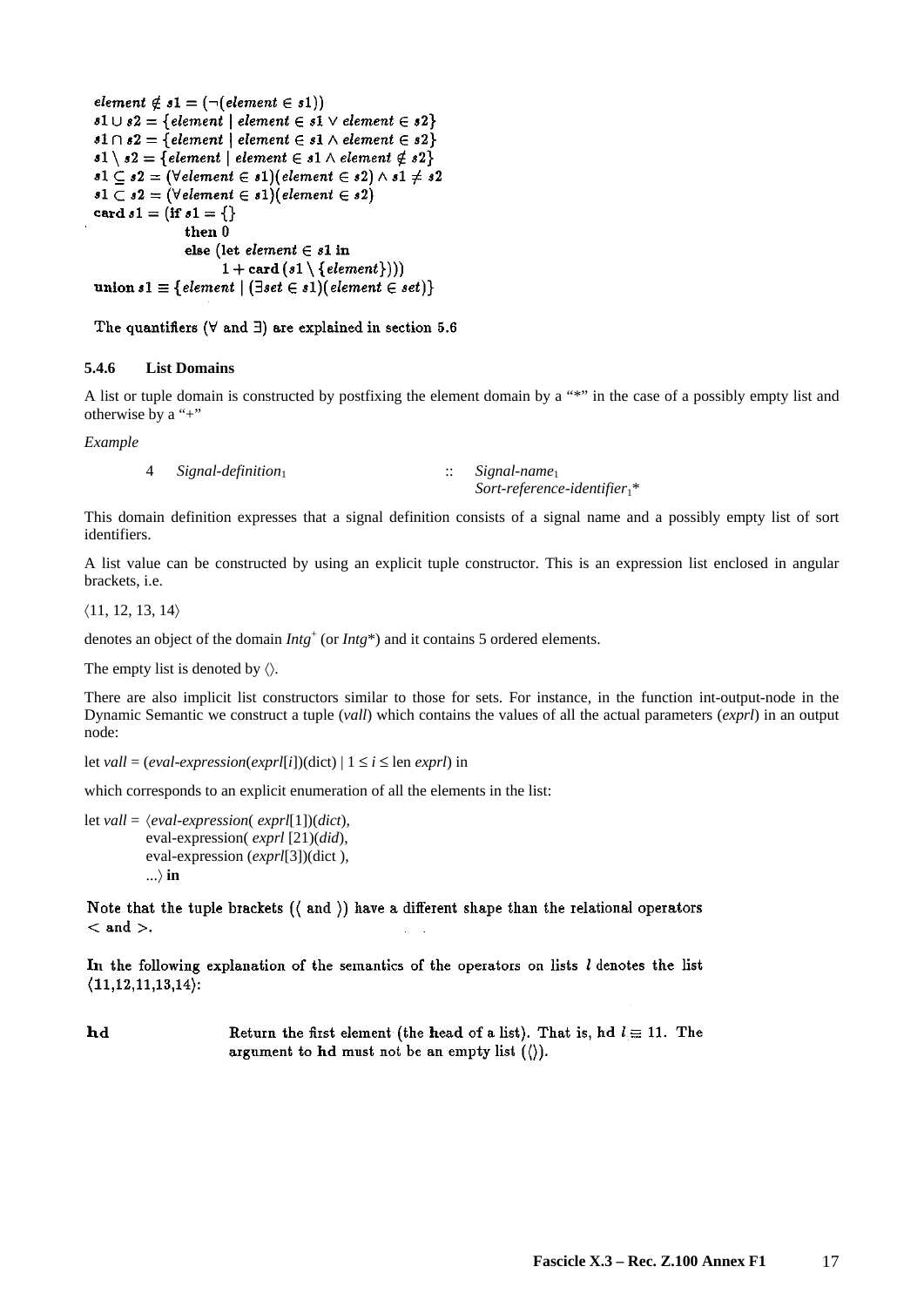$$element \notin s1 = (\neg(element \in s1))$$
$$s1 \cup s2 = \{element \mid element \in s1 \vee element \in s2\}$$
$$s1 \cap s2 = \{element \mid element \in s1 \wedge element \in s2\}$$
$$s1 \setminus s2 = \{element \mid element \in s1 \wedge element \notin s2\}$$
$$s1 \subseteq s2 = (\forall element \in s1)(element \in s2) \wedge s1 \neq s2$$
$$s1 \subset s2 = (\forall element \in s1)(element \in s2)$$
$$\mathbf{card}\, s1 = (\mathbf{if}\ s1 = \{\}\ \mathbf{then}\ 0\ \mathbf{else}\ (\mathbf{let}\ element \in s1\ \mathbf{in}\ 1 + \mathbf{card}\,(s1 \setminus \{element\})))$$
$$\mathbf{union}\, s1 \equiv \{element \mid (\exists set \in s1)(element \in set)\}$$

The quantifiers ($\forall$ and $\exists$) are explained in section 5.6

### 5.4.6 List Domains

A list or tuple domain is constructed by postfixing the element domain by a "*" in the case of a possibly empty list and otherwise by a "+"

*Example*

4 &nbsp;&nbsp; *Signal-definition*$_1$ &nbsp;&nbsp; :: &nbsp;&nbsp; *Signal-name*$_1$
*Sort-reference-identifier*$_1$*

This domain definition expresses that a signal definition consists of a signal name and a possibly empty list of sort identifiers.

A list value can be constructed by using an explicit tuple constructor. This is an expression list enclosed in angular brackets, i.e.

$\langle 11, 12, 13, 14 \rangle$

denotes an object of the domain $Intg^+$ (or $Intg^*$) and it contains 5 ordered elements.

The empty list is denoted by $\langle\rangle$.

There are also implicit list constructors similar to those for sets. For instance, in the function int-output-node in the Dynamic Semantic we construct a tuple (*vall*) which contains the values of all the actual parameters (*exprl*) in an output node:

let *vall* = (*eval-expression*(*exprl*[*i*])(dict) | 1 ≤ *i* ≤ len *exprl*) in

which corresponds to an explicit enumeration of all the elements in the list:

let *vall* = ⟨*eval-expression*( *exprl*[1])(*dict*),
eval-expression( *exprl* [21])(*did*),
eval-expression (*exprl*[3])(dict ),
...⟩ **in**

Note that the tuple brackets (⟨ and ⟩) have a different shape than the relational operators < and >.

In the following explanation of the semantics of the operators on lists $l$ denotes the list ⟨11,12,11,13,14⟩:

**hd** &nbsp;&nbsp; Return the first element (the **h**ead of a list). That is, $\mathbf{hd}\ l \equiv 11$. The argument to **hd** must not be an empty list (⟨⟩).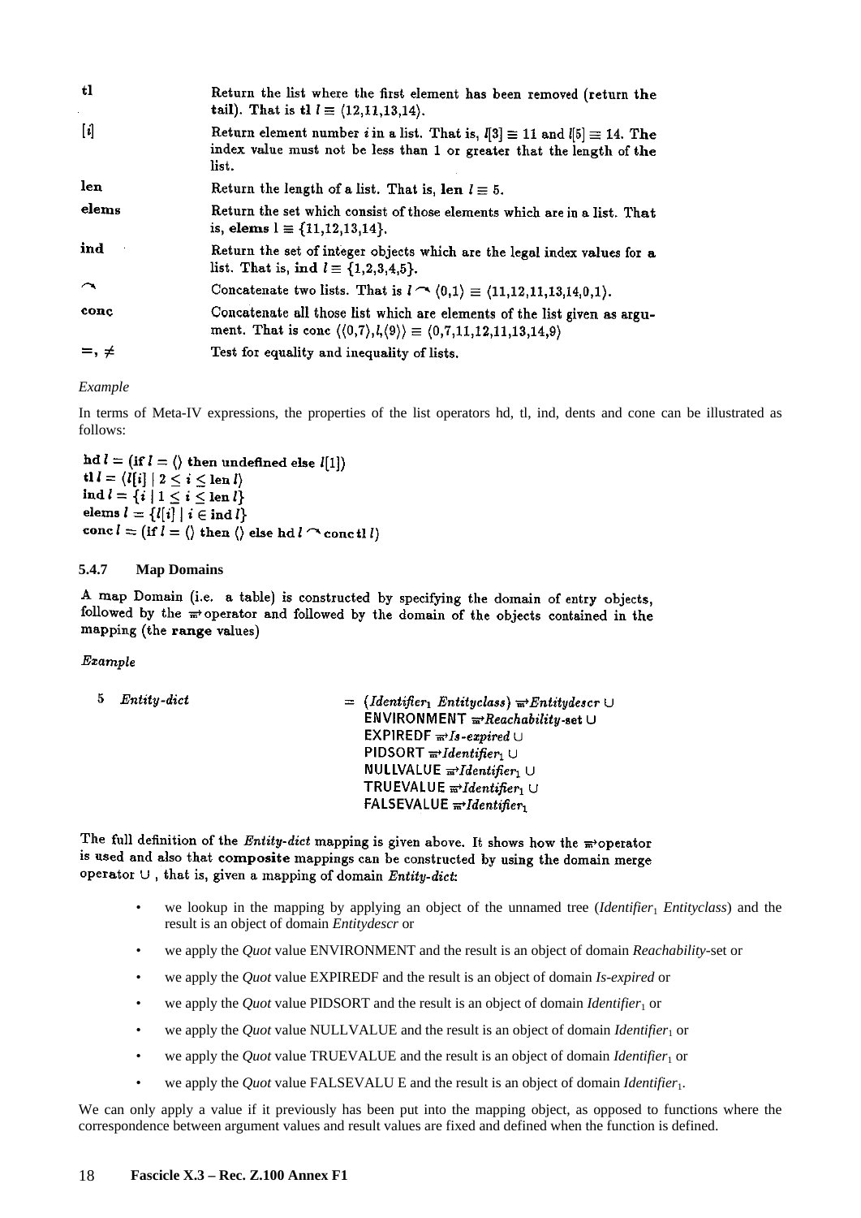| | |
|---|---|
| **tl** | Return the list where the first element has been removed (return the **tail**). That is **tl** $l \equiv \langle 12,11,13,14\rangle$. |
| $[i]$ | Return element number $i$ in a list. That is, $l[3] \equiv 11$ and $l[5] \equiv 14$. The index value must not be less than 1 or greater that the length of the list. |
| **len** | Return the length of a list. That is, **len** $l \equiv 5$. |
| **elems** | Return the set which consist of those elements which are in a list. That is, **elems** $l \equiv \{11,12,13,14\}$. |
| **ind** | Return the set of integer objects which are the legal index values for a list. That is, **ind** $l \equiv \{1,2,3,4,5\}$. |
| $\frown$ | Concatenate two lists. That is $l \frown \langle 0,1\rangle \equiv \langle 11,12,11,13,14,0,1\rangle$. |
| **conc** | Concatenate all those list which are elements of the list given as argument. That is conc $\langle\langle 0,7\rangle, l, \langle 9\rangle\rangle \equiv \langle 0,7,11,12,11,13,14,9\rangle$ |
| $=, \neq$ | Test for equality and inequality of lists. |

*Example*

In terms of Meta-IV expressions, the properties of the list operators hd, tl, ind, dents and cone can be illustrated as follows:

$$\mathbf{hd}\, l = (\mathbf{if}\ l = \langle\rangle\ \mathbf{then\ undefined\ else}\ l[1])$$
$$\mathbf{tl}\, l = \langle l[i] \mid 2 \leq i \leq \mathbf{len}\, l\rangle$$
$$\mathbf{ind}\, l = \{i \mid 1 \leq i \leq \mathbf{len}\, l\}$$
$$\mathbf{elems}\, l = \{l[i] \mid i \in \mathbf{ind}\, l\}$$
$$\mathbf{conc}\, l = (\mathbf{if}\ l = \langle\rangle\ \mathbf{then}\ \langle\rangle\ \mathbf{else\ hd}\, l \frown \mathbf{conc\, tl}\, l)$$

### 5.4.7 Map Domains

A map Domain (i.e. a table) is constructed by specifying the domain of entry objects, followed by the $\overrightarrow{m}$ operator and followed by the domain of the objects contained in the mapping (the **range** values)

*Example*

| | |
|---|---|
| 5 *Entity-dict* | $=$ (*Identifier*$_1$ *Entityclass*) $\overrightarrow{m}$ *Entitydescr* $\cup$ |
| | ENVIRONMENT $\overrightarrow{m}$ *Reachability*-**set** $\cup$ |
| | EXPIREDF $\overrightarrow{m}$ *Is-expired* $\cup$ |
| | PIDSORT $\overrightarrow{m}$ *Identifier*$_1$ $\cup$ |
| | NULLVALUE $\overrightarrow{m}$ *Identifier*$_1$ $\cup$ |
| | TRUEVALUE $\overrightarrow{m}$ *Identifier*$_1$ $\cup$ |
| | FALSEVALUE $\overrightarrow{m}$ *Identifier*$_1$ |

The full definition of the *Entity-dict* mapping is given above. It shows how the $\overrightarrow{m}$ operator is used and also that **composite** mappings can be constructed by using the domain merge operator $\cup$ , that is, given a mapping of domain *Entity-dict*:

- we lookup in the mapping by applying an object of the unnamed tree (*Identifier*$_1$ *Entityclass*) and the result is an object of domain *Entitydescr* or
- we apply the *Quot* value ENVIRONMENT and the result is an object of domain *Reachability*-set or
- we apply the *Quot* value EXPIREDF and the result is an object of domain *Is-expired* or
- we apply the *Quot* value PIDSORT and the result is an object of domain *Identifier*$_1$ or
- we apply the *Quot* value NULLVALUE and the result is an object of domain *Identifier*$_1$ or
- we apply the *Quot* value TRUEVALUE and the result is an object of domain *Identifier*$_1$ or
- we apply the *Quot* value FALSEVALU E and the result is an object of domain *Identifier*$_1$.

We can only apply a value if it previously has been put into the mapping object, as opposed to functions where the correspondence between argument values and result values are fixed and defined when the function is defined.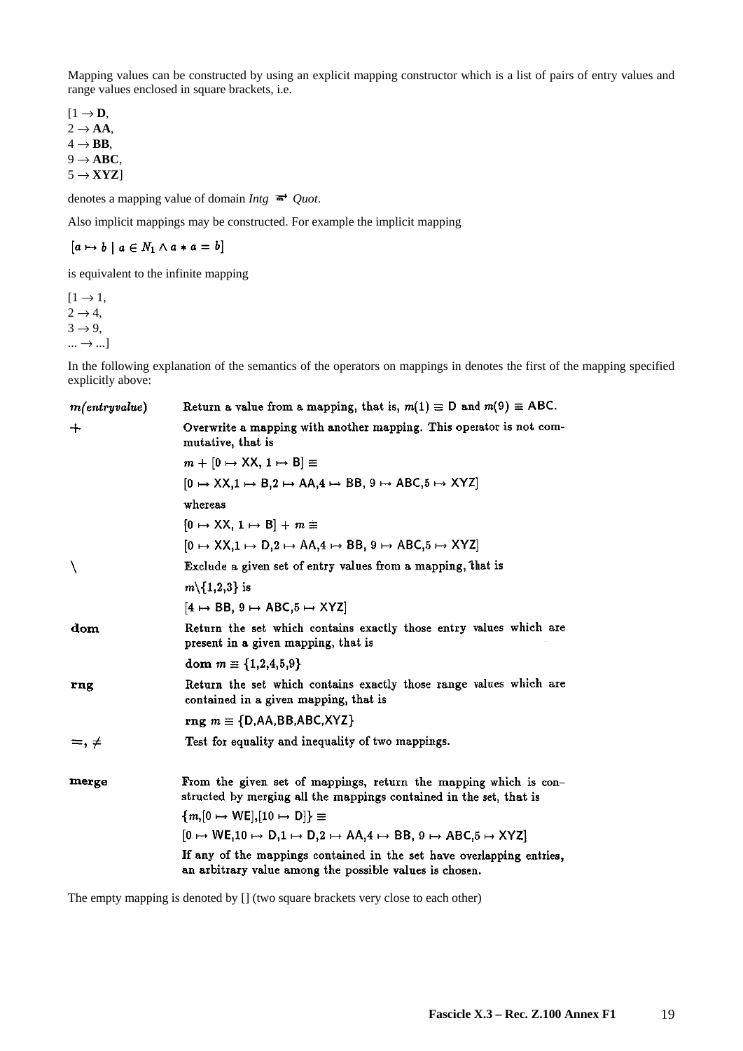Mapping values can be constructed by using an explicit mapping constructor which is a list of pairs of entry values and range values enclosed in square brackets, i.e.

$[1 \rightarrow$ **D**,
$2 \rightarrow$ **AA**,
$4 \rightarrow$ **BB**,
$9 \rightarrow$ **ABC**,
$5 \rightarrow$ **XYZ**]

denotes a mapping value of domain *Intg* $\overrightarrow{m}$ *Quot*.

Also implicit mappings may be constructed. For example the implicit mapping

$[a \mapsto b \mid a \in N_1 \wedge a * a = b]$

is equivalent to the infinite mapping

$[1 \rightarrow 1,$
$2 \rightarrow 4,$
$3 \rightarrow 9,$
$... \rightarrow ...]$

In the following explanation of the semantics of the operators on mappings in denotes the first of the mapping specified explicitly above:

| | |
|---|---|
| *m(entryvalue)* | Return a value from a mapping, that is, $m(1) \equiv$ D and $m(9) \equiv$ ABC. |
| $+$ | Overwrite a mapping with another mapping. This operator is not commutative, that is<br>$m + [0 \mapsto \text{XX}, 1 \mapsto \text{B}] \equiv$<br>$[0 \mapsto \text{XX}, 1 \mapsto \text{B}, 2 \mapsto \text{AA}, 4 \mapsto \text{BB}, 9 \mapsto \text{ABC}, 5 \mapsto \text{XYZ}]$<br>whereas<br>$[0 \mapsto \text{XX}, 1 \mapsto \text{B}] + m \equiv$<br>$[0 \mapsto \text{XX}, 1 \mapsto \text{D}, 2 \mapsto \text{AA}, 4 \mapsto \text{BB}, 9 \mapsto \text{ABC}, 5 \mapsto \text{XYZ}]$ |
| $\backslash$ | Exclude a given set of entry values from a mapping, that is<br>$m \backslash \{1,2,3\}$ is<br>$[4 \mapsto \text{BB}, 9 \mapsto \text{ABC}, 5 \mapsto \text{XYZ}]$ |
| **dom** | Return the set which contains exactly those entry values which are present in a given mapping, that is<br>**dom** $m \equiv \{1,2,4,5,9\}$ |
| **rng** | Return the set which contains exactly those range values which are contained in a given mapping, that is<br>**rng** $m \equiv \{\text{D}, \text{AA}, \text{BB}, \text{ABC}, \text{XYZ}\}$ |
| $=, \neq$ | Test for equality and inequality of two mappings. |
| **merge** | From the given set of mappings, return the mapping which is constructed by merging all the mappings contained in the set, that is<br>$\{m, [0 \mapsto \text{WE}], [10 \mapsto \text{D}]\} \equiv$<br>$[0 \mapsto \text{WE}, 10 \mapsto \text{D}, 1 \mapsto \text{D}, 2 \mapsto \text{AA}, 4 \mapsto \text{BB}, 9 \mapsto \text{ABC}, 5 \mapsto \text{XYZ}]$<br>If any of the mappings contained in the set have overlapping entries, an arbitrary value among the possible values is chosen. |

The empty mapping is denoted by [] (two square brackets very close to each other)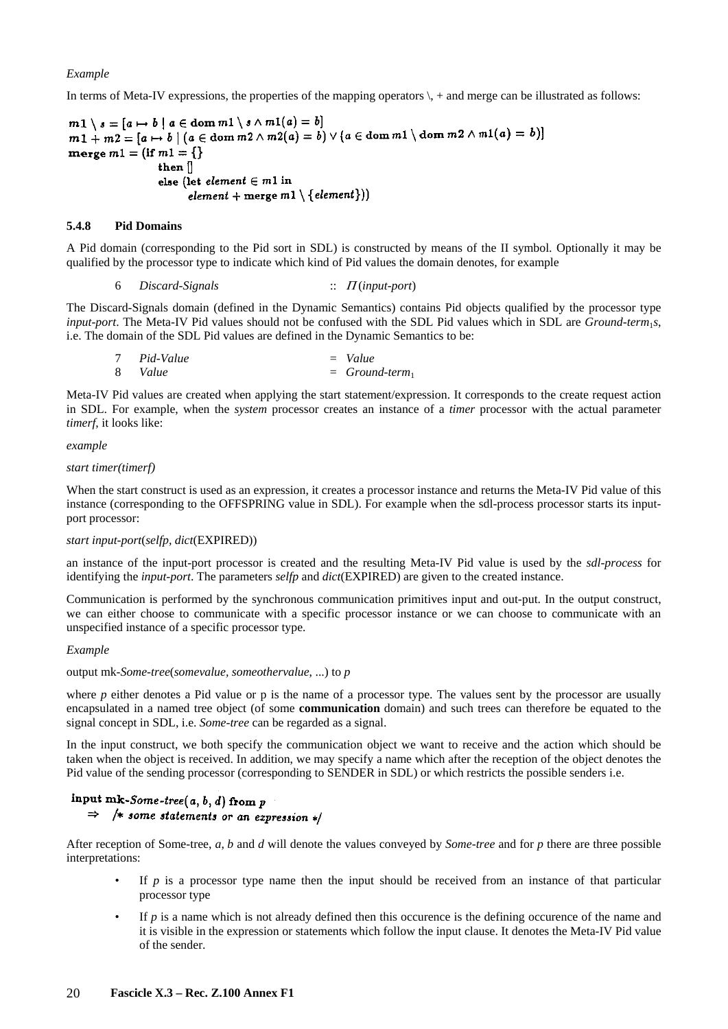*Example*

In terms of Meta-IV expressions, the properties of the mapping operators \, + and merge can be illustrated as follows:

$$m1 \setminus s = [a \mapsto b \mid a \in \mathbf{dom}\, m1 \setminus s \wedge m1(a) = b]$$
$$m1 + m2 = [a \mapsto b \mid (a \in \mathbf{dom}\, m2 \wedge m2(a) = b) \vee (a \in \mathbf{dom}\, m1 \setminus \mathbf{dom}\, m2 \wedge m1(a) = b)]$$

```
merge m1 = (if m1 = {}
              then []
              else (let element ∈ m1 in
                     element + merge m1 \ {element}))
```

### 5.4.8 Pid Domains

A Pid domain (corresponding to the Pid sort in SDL) is constructed by means of the Π symbol. Optionally it may be qualified by the processor type to indicate which kind of Pid values the domain denotes, for example

6 *Discard-Signals* :: $\Pi$(*input-port*)

The Discard-Signals domain (defined in the Dynamic Semantics) contains Pid objects qualified by the processor type *input-port*. The Meta-IV Pid values should not be confused with the SDL Pid values which in SDL are $Ground\text{-}term_1s$, i.e. The domain of the SDL Pid values are defined in the Dynamic Semantics to be:

7 *Pid-Value* = *Value*
8 *Value* = $Ground\text{-}term_1$

Meta-IV Pid values are created when applying the start statement/expression. It corresponds to the create request action in SDL. For example, when the *system* processor creates an instance of a *timer* processor with the actual parameter *timerf*, it looks like:

*example*

*start timer(timerf)*

When the start construct is used as an expression, it creates a processor instance and returns the Meta-IV Pid value of this instance (corresponding to the OFFSPRING value in SDL). For example when the sdl-process processor starts its input-port processor:

*start input-port*(*selfp*, *dict*(EXPIRED))

an instance of the input-port processor is created and the resulting Meta-IV Pid value is used by the *sdl-process* for identifying the *input-port*. The parameters *selfp* and *dict*(EXPIRED) are given to the created instance.

Communication is performed by the synchronous communication primitives input and out-put. In the output construct, we can either choose to communicate with a specific processor instance or we can choose to communicate with an unspecified instance of a specific processor type.

*Example*

output mk-*Some-tree*(*somevalue*, *someothervalue*, ...) to *p*

where *p* either denotes a Pid value or p is the name of a processor type. The values sent by the processor are usually encapsulated in a named tree object (of some **communication** domain) and such trees can therefore be equated to the signal concept in SDL, i.e. *Some-tree* can be regarded as a signal.

In the input construct, we both specify the communication object we want to receive and the action which should be taken when the object is received. In addition, we may specify a name which after the reception of the object denotes the Pid value of the sending processor (corresponding to SENDER in SDL) or which restricts the possible senders i.e.

```
input mk-Some-tree(a, b, d) from p
   ⇒  /* some statements or an expression */
```

After reception of Some-tree, *a*, *b* and *d* will denote the values conveyed by *Some-tree* and for *p* there are three possible interpretations:

- If *p* is a processor type name then the input should be received from an instance of that particular processor type
- If *p* is a name which is not already defined then this occurence is the defining occurence of the name and it is visible in the expression or statements which follow the input clause. It denotes the Meta-IV Pid value of the sender.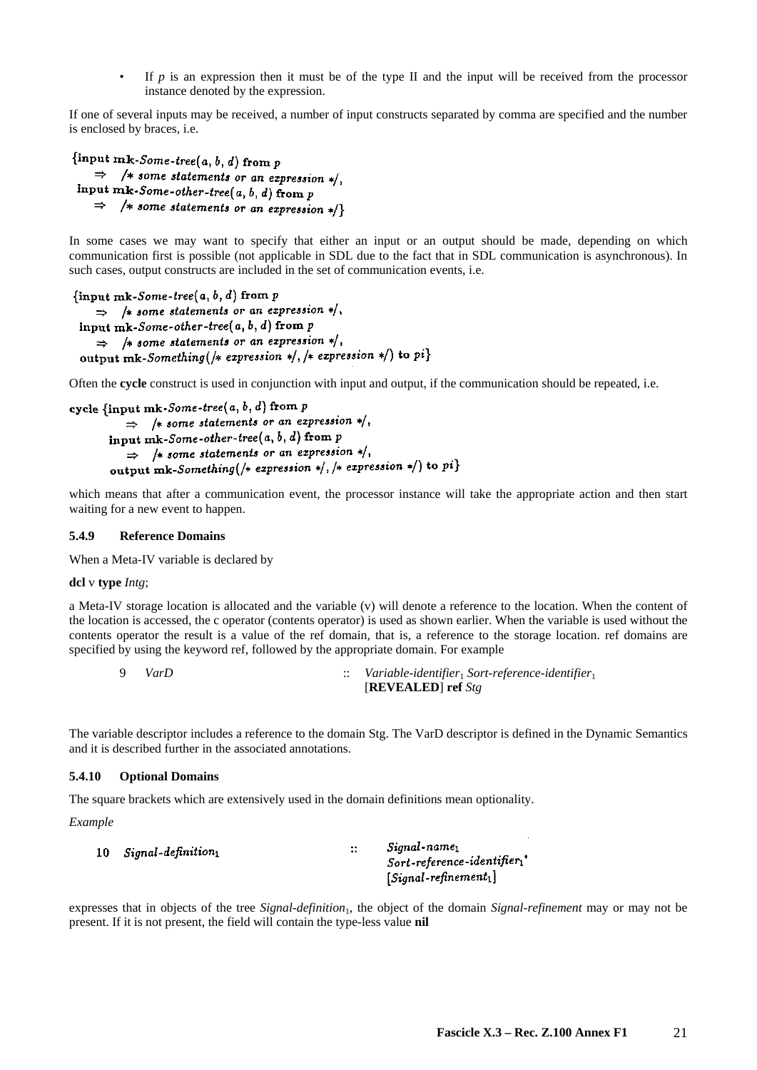- If *p* is an expression then it must be of the type II and the input will be received from the processor instance denoted by the expression.

If one of several inputs may be received, a number of input constructs separated by comma are specified and the number is enclosed by braces, i.e.

```
{input mk-Some-tree(a, b, d) from p
    ⇒  /* some statements or an expression */,
 input mk-Some-other-tree(a, b, d) from p
    ⇒  /* some statements or an expression */}
```

In some cases we may want to specify that either an input or an output should be made, depending on which communication first is possible (not applicable in SDL due to the fact that in SDL communication is asynchronous). In such cases, output constructs are included in the set of communication events, i.e.

```
{input mk-Some-tree(a, b, d) from p
    ⇒  /* some statements or an expression */,
 input mk-Some-other-tree(a, b, d) from p
    ⇒  /* some statements or an expression */,
 output mk-Something(/* expression */, /* expression */) to pi}
```

Often the **cycle** construct is used in conjunction with input and output, if the communication should be repeated, i.e.

```
cycle {input mk-Some-tree(a, b, d) from p
           ⇒  /* some statements or an expression */,
       input mk-Some-other-tree(a, b, d) from p
           ⇒  /* some statements or an expression */,
       output mk-Something(/* expression */, /* expression */) to pi}
```

which means that after a communication event, the processor instance will take the appropriate action and then start waiting for a new event to happen.

### 5.4.9 Reference Domains

When a Meta-IV variable is declared by

**dcl** v **type** *Intg*;

a Meta-IV storage location is allocated and the variable (v) will denote a reference to the location. When the content of the location is accessed, the c operator (contents operator) is used as shown earlier. When the variable is used without the contents operator the result is a value of the ref domain, that is, a reference to the storage location. ref domains are specified by using the keyword ref, followed by the appropriate domain. For example

| | | | |
|---|---|---|---|
| 9 | *VarD* | :: | $Variable\text{-}identifier_1$ $Sort\text{-}reference\text{-}identifier_1$ [**REVEALED**] **ref** *Stg* |

The variable descriptor includes a reference to the domain Stg. The VarD descriptor is defined in the Dynamic Semantics and it is described further in the associated annotations.

### 5.4.10 Optional Domains

The square brackets which are extensively used in the domain definitions mean optionality.

*Example*

| | | | |
|---|---|---|---|
| 10 | $Signal\text{-}definition_1$ | :: | $Signal\text{-}name_1$ $Sort\text{-}reference\text{-}identifier_1{}^*$ $[Signal\text{-}refinement_1]$ |

expresses that in objects of the tree $Signal\text{-}definition_1$, the object of the domain *Signal-refinement* may or may not be present. If it is not present, the field will contain the type-less value **nil**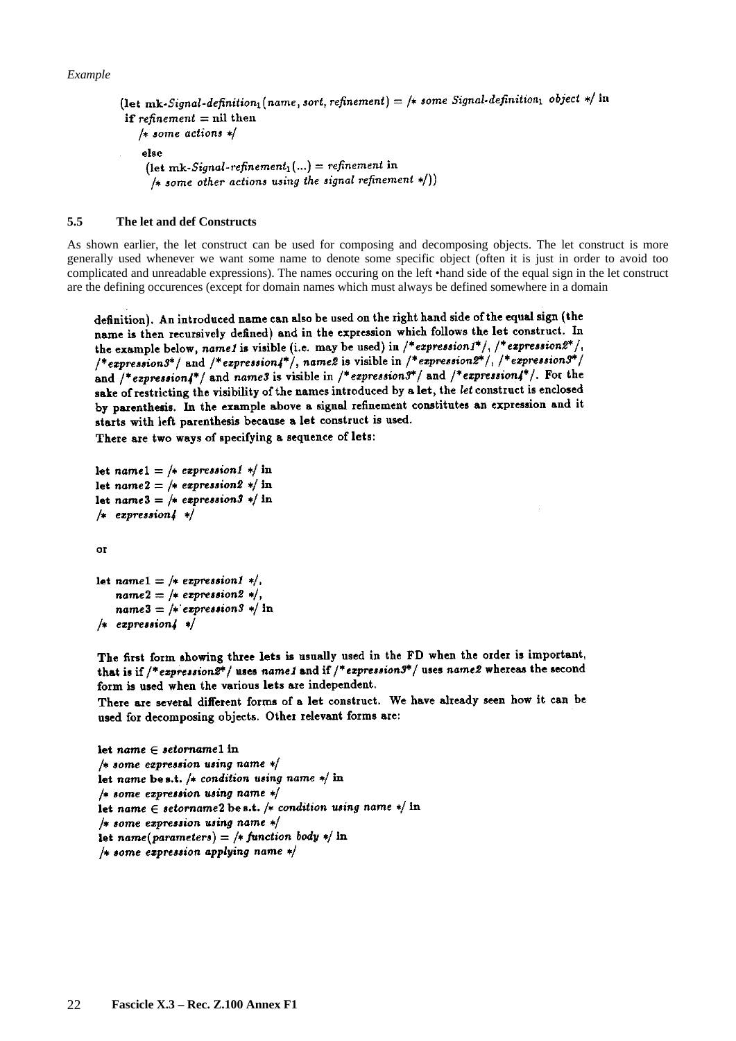*Example*

```
(let mk-Signal-definition₁(name, sort, refinement) = /* some Signal-definition₁ object */ in
 if refinement = nil then
    /* some actions */
    else
     (let mk-Signal-refinement₁(...) = refinement in
      /* some other actions using the signal refinement */))
```

### 5.5 The let and def Constructs

As shown earlier, the let construct can be used for composing and decomposing objects. The let construct is more generally used whenever we want some name to denote some specific object (often it is just in order to avoid too complicated and unreadable expressions). The names occuring on the left •hand side of the equal sign in the let construct are the defining occurences (except for domain names which must always be defined somewhere in a domain definition). An introduced name can also be used on the right hand side of the equal sign (the name is then recursively defined) and in the expression which follows the let construct. In the example below, *name1* is visible (i.e. may be used) in /\**expression1*\*/, /\**expression2*\*/, /\**expression3*\*/ and /\**expression4*\*/, *name2* is visible in /\**expression2*\*/, /\**expression3*\*/ and /\**expression4*\*/ and *name3* is visible in /\**expression3*\*/ and /\**expression4*\*/. For the sake of restricting the visibility of the names introduced by a **let**, the *let* construct is enclosed by parenthesis. In the example above a signal refinement constitutes an expression and it starts with left parenthesis because a **let** construct is used.

There are two ways of specifying a sequence of **let**s:

```
let name1 = /* expression1 */ in
let name2 = /* expression2 */ in
let name3 = /* expression3 */ in
/* expression4 */
```

or

```
let name1 = /* expression1 */,
    name2 = /* expression2 */,
    name3 = /* expression3 */ in
/* expression4 */
```

The first form showing three **let**s is usually used in the FD when the order is important, that is if /\**expression2*\*/ uses *name1* and if /\**expression3*\*/ uses *name2* whereas the second form is used when the various **let**s are independent.

There are several different forms of a **let** construct. We have already seen how it can be used for decomposing objects. Other relevant forms are:

```
let name ∈ setorname1 in
/* some expression using name */
let name be s.t. /* condition using name */ in
/* some expression using name */
let name ∈ setorname2 be s.t. /* condition using name */ in
/* some expression using name */
let name(parameters) = /* function body */ in
/* some expression applying name */
```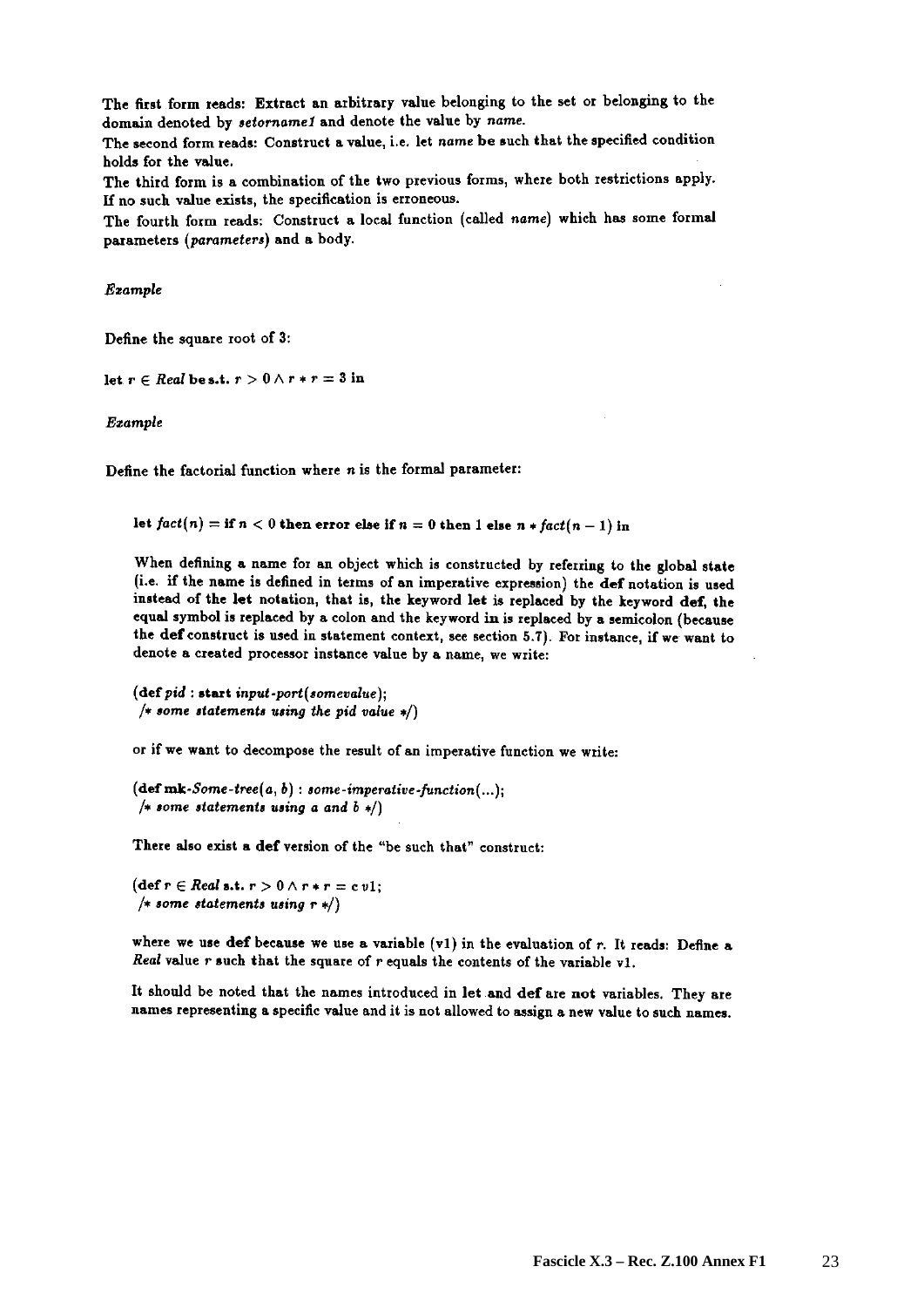The first form reads: Extract an arbitrary value belonging to the set or belonging to the domain denoted by *setorname1* and denote the value by *name*.

The second form reads: Construct a value, i.e. let *name* be such that the specified condition holds for the value.

The third form is a combination of the two previous forms, where both restrictions apply. If no such value exists, the specification is erroneous.

The fourth form reads: Construct a local function (called *name*) which has some formal parameters (*parameters*) and a body.

*Example*

Define the square root of 3:

**let** $r \in Real$ **be s.t.** $r > 0 \land r * r = 3$ **in**

*Example*

Define the factorial function where $n$ is the formal parameter:

**let** $fact(n) =$ **if** $n < 0$ **then error else if** $n = 0$ **then** 1 **else** $n * fact(n-1)$ **in**

When defining a name for an object which is constructed by referring to the global state (i.e. if the name is defined in terms of an imperative expression) the **def** notation is used instead of the **let** notation, that is, the keyword **let** is replaced by the keyword **def**, the equal symbol is replaced by a colon and the keyword **in** is replaced by a semicolon (because the **def** construct is used in statement context, see section 5.7). For instance, if we want to denote a created processor instance value by a name, we write:

(**def** *pid* : **start** *input-port*(*somevalue*);
 /* *some statements using the pid value* */)

or if we want to decompose the result of an imperative function we write:

(**def mk**-*Some-tree*($a$, $b$) : *some-imperative-function*(...);
 /* *some statements using a and b* */)

There also exist a **def** version of the "be such that" construct:

(**def** $r \in Real$ **s.t.** $r > 0 \land r * r =$ **c** v1;
 /* *some statements using r* */)

where we use **def** because we use a variable (v1) in the evaluation of $r$. It reads: Define a *Real* value $r$ such that the square of $r$ equals the contents of the variable v1.

It should be noted that the names introduced in **let** and **def** are **not** variables. They are names representing a specific value and it is not allowed to assign a new value to such names.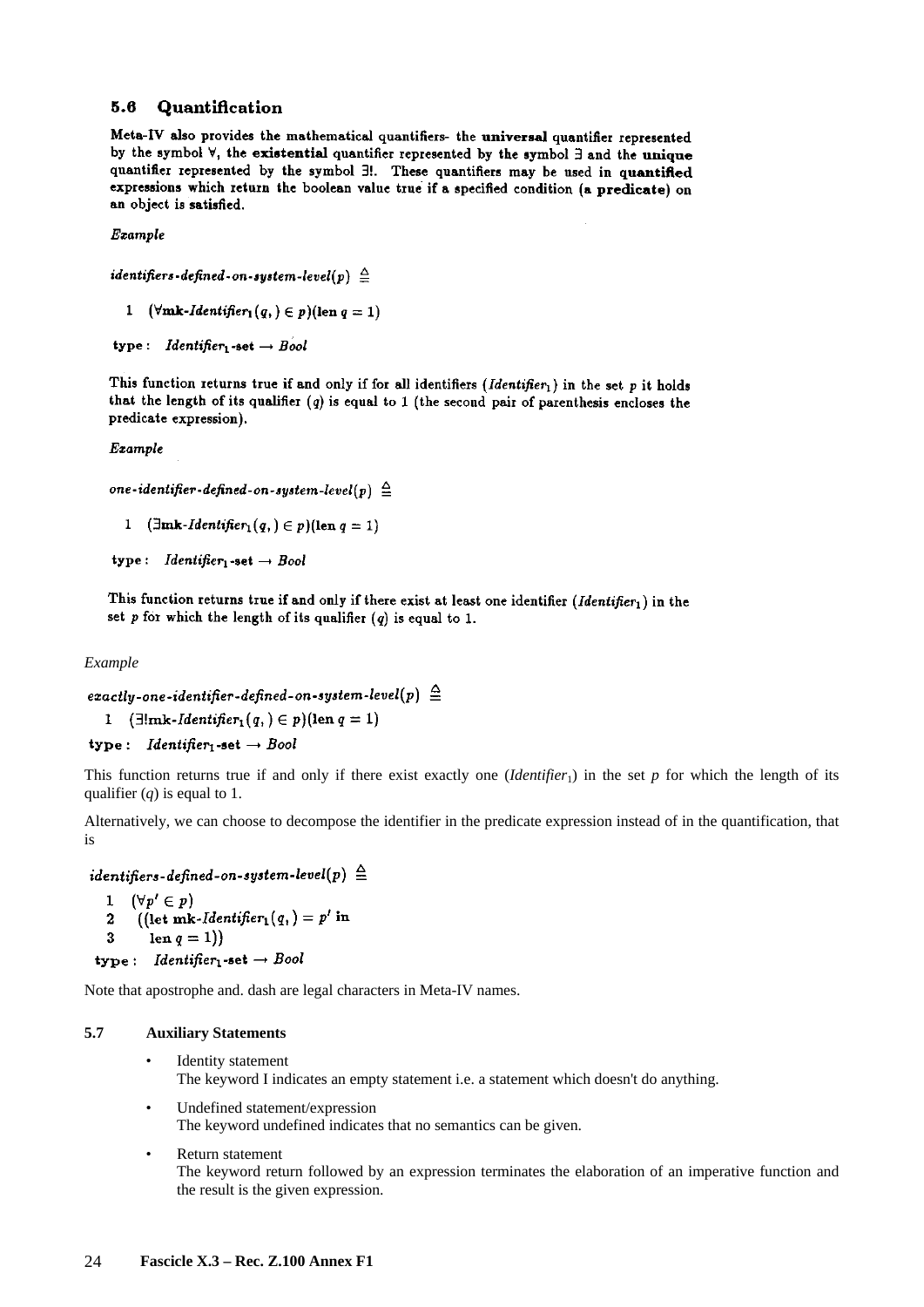### 5.6 Quantification

**Meta-IV** also provides the mathematical quantifiers- the **universal** quantifier represented by the symbol $\forall$, the **existential** quantifier represented by the symbol $\exists$ and the **unique** quantifier represented by the symbol $\exists!$. These quantifiers may be used in **quantified** expressions which return the boolean value true if a specified condition (a **predicate**) on an object is satisfied.

*Example*

$\textit{identifiers-defined-on-system-level}(p) \ \triangleq$

1 $(\forall \mathbf{mk}\text{-}\textit{Identifier}_1(q,) \in p)(\mathbf{len}\ q = 1)$

$\mathbf{type}: \ \textit{Identifier}_1\text{-}\mathbf{set} \rightarrow \textit{Bool}$

This function returns true if and only if for all identifiers ($\textit{Identifier}_1$) in the set $p$ it holds that the length of its qualifier ($q$) is equal to 1 (the second pair of parenthesis encloses the predicate expression).

*Example*

$\textit{one-identifier-defined-on-system-level}(p) \ \triangleq$

1 $(\exists \mathbf{mk}\text{-}\textit{Identifier}_1(q,) \in p)(\mathbf{len}\ q = 1)$

$\mathbf{type}: \ \textit{Identifier}_1\text{-}\mathbf{set} \rightarrow \textit{Bool}$

This function returns true if and only if there exist at least one identifier ($\textit{Identifier}_1$) in the set $p$ for which the length of its qualifier ($q$) is equal to 1.

*Example*

$\textit{exactly-one-identifier-defined-on-system-level}(p) \ \triangleq$

1 $(\exists! \mathbf{mk}\text{-}\textit{Identifier}_1(q,) \in p)(\mathbf{len}\ q = 1)$

$\mathbf{type}: \ \textit{Identifier}_1\text{-}\mathbf{set} \rightarrow \textit{Bool}$

This function returns true if and only if there exist exactly one ($\textit{Identifier}_1$) in the set $p$ for which the length of its qualifier ($q$) is equal to 1.

Alternatively, we can choose to decompose the identifier in the predicate expression instead of in the quantification, that is

$\textit{identifiers-defined-on-system-level}(p) \ \triangleq$

1 $(\forall p' \in p)$
2 $\quad((\mathbf{let}\ \mathbf{mk}\text{-}\textit{Identifier}_1(q,) = p'\ \mathbf{in}$
3 $\quad\quad \mathbf{len}\ q = 1))$

$\mathbf{type}: \ \textit{Identifier}_1\text{-}\mathbf{set} \rightarrow \textit{Bool}$

Note that apostrophe and. dash are legal characters in Meta-IV names.

### 5.7 Auxiliary Statements

- Identity statement
  The keyword I indicates an empty statement i.e. a statement which doesn't do anything.
- Undefined statement/expression
  The keyword undefined indicates that no semantics can be given.
- Return statement
  The keyword return followed by an expression terminates the elaboration of an imperative function and the result is the given expression.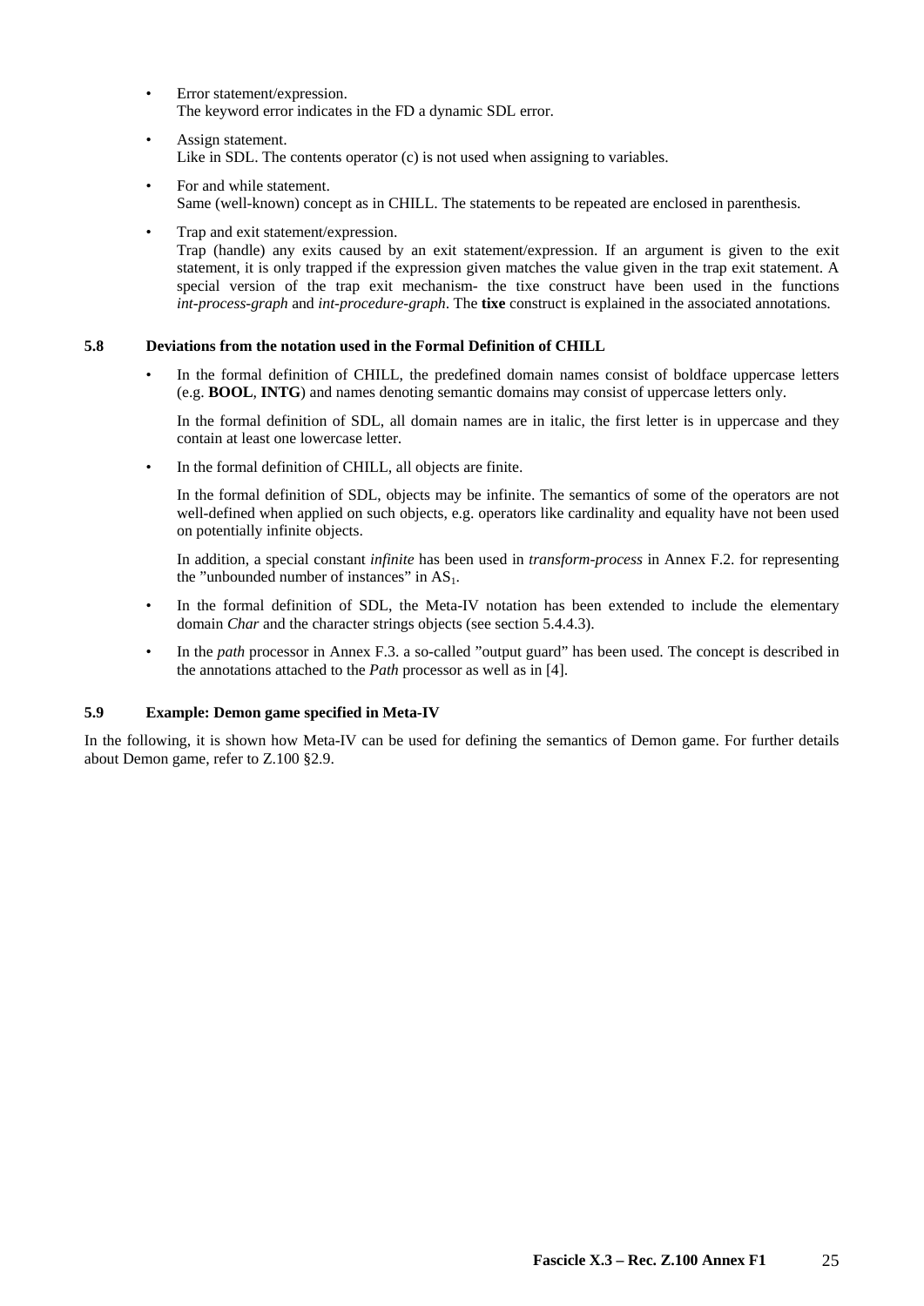- Error statement/expression.
  The keyword error indicates in the FD a dynamic SDL error.

- Assign statement.
  Like in SDL. The contents operator (c) is not used when assigning to variables.

- For and while statement.
  Same (well-known) concept as in CHILL. The statements to be repeated are enclosed in parenthesis.

- Trap and exit statement/expression.
  Trap (handle) any exits caused by an exit statement/expression. If an argument is given to the exit statement, it is only trapped if the expression given matches the value given in the trap exit statement. A special version of the trap exit mechanism- the tixe construct have been used in the functions *int-process-graph* and *int-procedure-graph*. The **tixe** construct is explained in the associated annotations.

### 5.8 Deviations from the notation used in the Formal Definition of CHILL

- In the formal definition of CHILL, the predefined domain names consist of boldface uppercase letters (e.g. **BOOL**, **INTG**) and names denoting semantic domains may consist of uppercase letters only.

  In the formal definition of SDL, all domain names are in italic, the first letter is in uppercase and they contain at least one lowercase letter.

- In the formal definition of CHILL, all objects are finite.

  In the formal definition of SDL, objects may be infinite. The semantics of some of the operators are not well-defined when applied on such objects, e.g. operators like cardinality and equality have not been used on potentially infinite objects.

  In addition, a special constant *infinite* has been used in *transform-process* in Annex F.2. for representing the "unbounded number of instances" in $AS_1$.

- In the formal definition of SDL, the Meta-IV notation has been extended to include the elementary domain *Char* and the character strings objects (see section 5.4.4.3).

- In the *path* processor in Annex F.3. a so-called "output guard" has been used. The concept is described in the annotations attached to the *Path* processor as well as in [4].

### 5.9 Example: Demon game specified in Meta-IV

In the following, it is shown how Meta-IV can be used for defining the semantics of Demon game. For further details about Demon game, refer to Z.100 §2.9.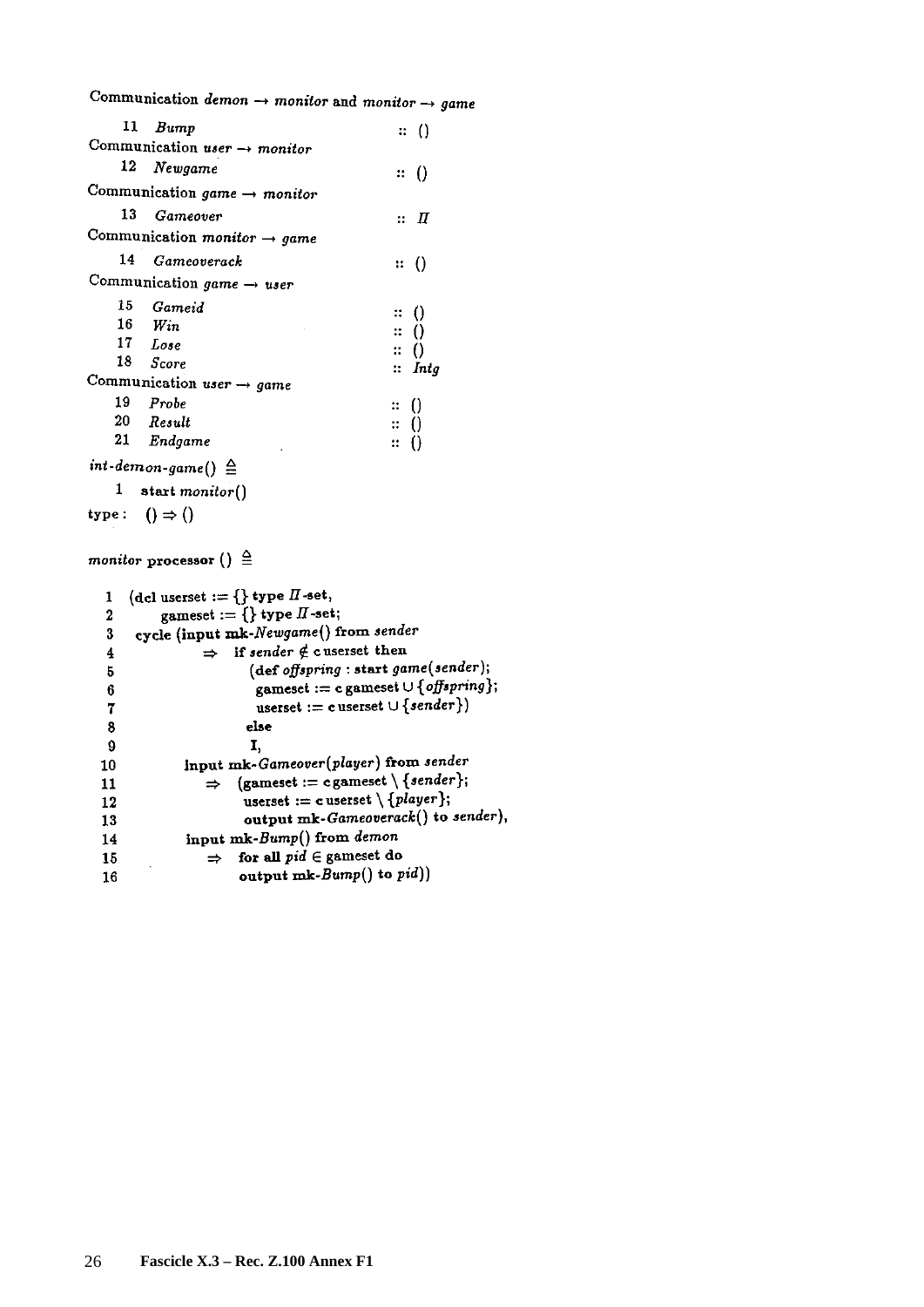Communication *demon* → *monitor* and *monitor* → *game*

| | | |
|---|---|---|
| 11 | *Bump* | :: () |

Communication *user* → *monitor*

| | | |
|---|---|---|
| 12 | *Newgame* | :: () |

Communication *game* → *monitor*

| | | |
|---|---|---|
| 13 | *Gameover* | :: $\Pi$ |

Communication *monitor* → *game*

| | | |
|---|---|---|
| 14 | *Gameoverack* | :: () |

Communication *game* → *user*

| | | |
|---|---|---|
| 15 | *Gameid* | :: () |
| 16 | *Win* | :: () |
| 17 | *Lose* | :: () |
| 18 | *Score* | :: *Intg* |

Communication *user* → *game*

| | | |
|---|---|---|
| 19 | *Probe* | :: () |
| 20 | *Result* | :: () |
| 21 | *Endgame* | :: () |

*int-demon-game*() $\triangleq$

```
1   start monitor()
```

**type** : () ⇒ ()

*monitor* **processor** () $\triangleq$

```
1   (dcl userset := {} type Π-set,
2        gameset := {} type Π-set;
3    cycle (input mk-Newgame() from sender
4              ⇒  if sender ∉ c userset then
5                    (def offspring : start game(sender);
6                     gameset := c gameset ∪ {offspring};
7                     userset := c userset ∪ {sender})
8                  else
9                     I,
10         input mk-Gameover(player) from sender
11             ⇒  (gameset := c gameset \ {sender};
12                  userset := c userset \ {player};
13                  output mk-Gameoverack() to sender),
14         input mk-Bump() from demon
15             ⇒  for all pid ∈ gameset do
16                  output mk-Bump() to pid))
```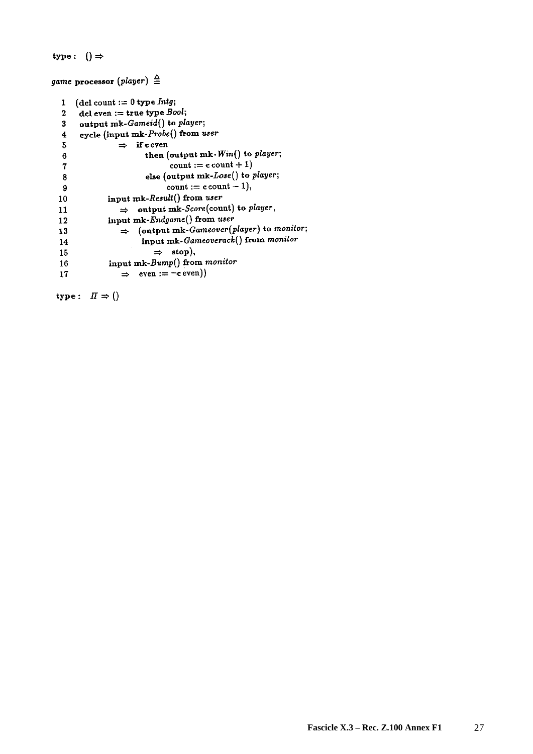**type** : $() \Rightarrow$

*game* **processor** (*player*) $\triangleq$

```
 1  (dcl count := 0 type Intg;
 2   dcl even := true type Bool;
 3   output mk-Gameid() to player;
 4   cycle (input mk-Probe() from user
 5            ⇒  if c even
 6                  then (output mk-Win() to player;
 7                        count := c count + 1)
 8                  else (output mk-Lose() to player;
 9                        count := c count − 1),
10          input mk-Result() from user
11             ⇒  output mk-Score(count) to player,
12          input mk-Endgame() from user
13             ⇒  (output mk-Gameover(player) to monitor;
14                  input mk-Gameoverack() from monitor
15                    ⇒  stop),
16          input mk-Bump() from monitor
17             ⇒  even := ¬c even))
```

**type** : $\Pi \Rightarrow ()$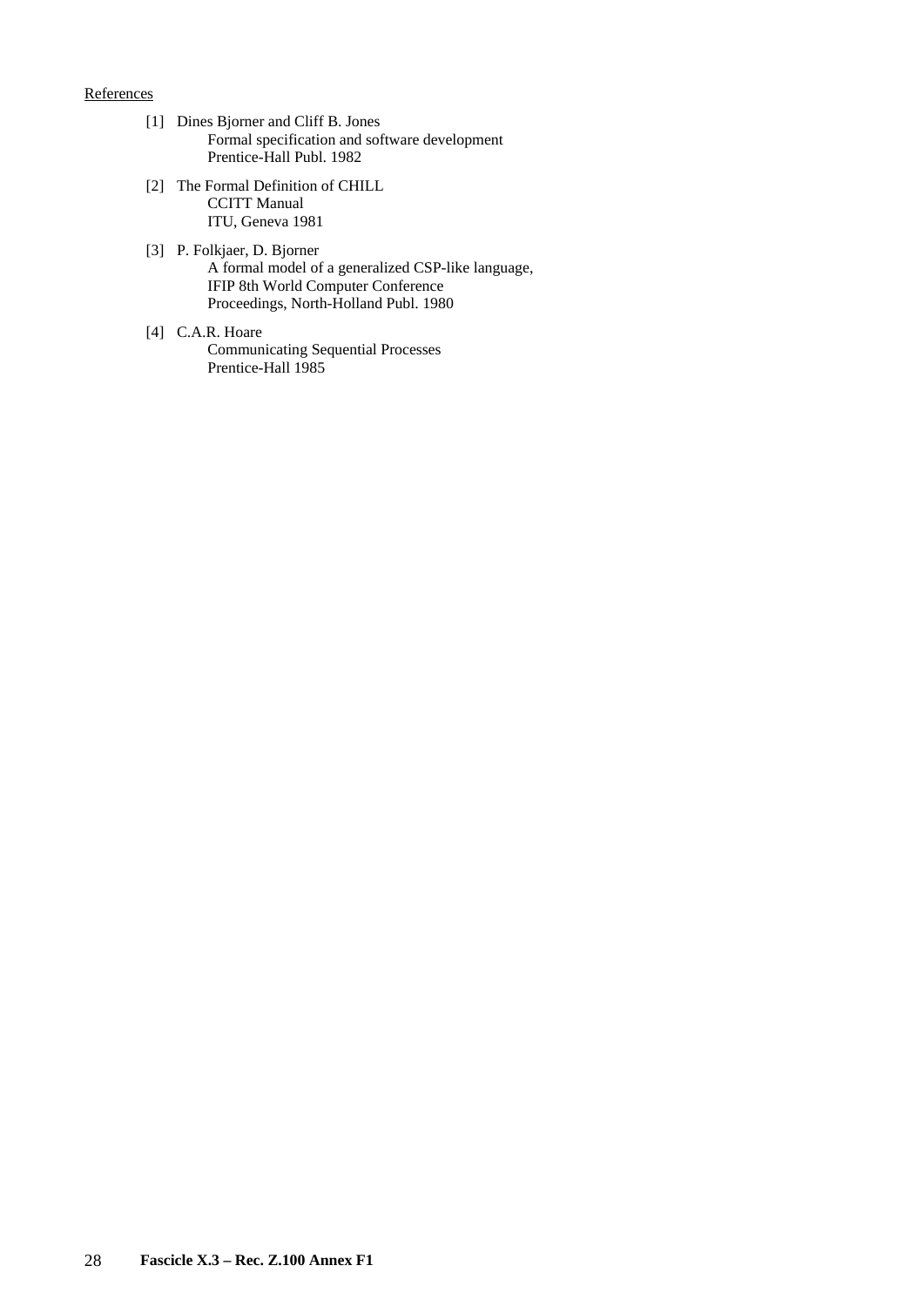References

[1] Dines Bjorner and Cliff B. Jones
Formal specification and software development
Prentice-Hall Publ. 1982

[2] The Formal Definition of CHILL
CCITT Manual
ITU, Geneva 1981

[3] P. Folkjaer, D. Bjorner
A formal model of a generalized CSP-like language,
IFIP 8th World Computer Conference
Proceedings, North-Holland Publ. 1980

[4] C.A.R. Hoare
Communicating Sequential Processes
Prentice-Hall 1985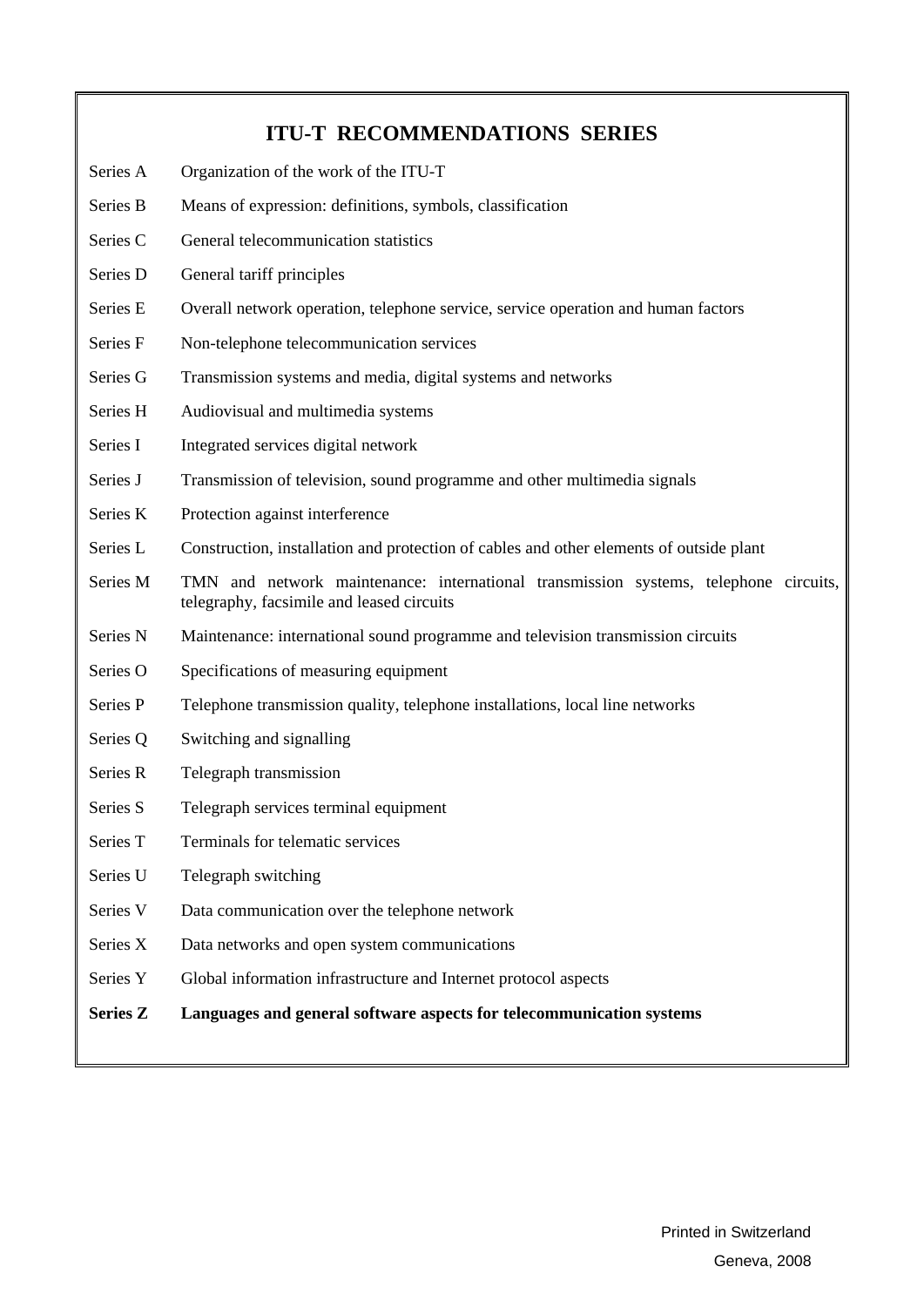## ITU-T RECOMMENDATIONS SERIES

| | |
|---|---|
| Series A | Organization of the work of the ITU-T |
| Series B | Means of expression: definitions, symbols, classification |
| Series C | General telecommunication statistics |
| Series D | General tariff principles |
| Series E | Overall network operation, telephone service, service operation and human factors |
| Series F | Non-telephone telecommunication services |
| Series G | Transmission systems and media, digital systems and networks |
| Series H | Audiovisual and multimedia systems |
| Series I | Integrated services digital network |
| Series J | Transmission of television, sound programme and other multimedia signals |
| Series K | Protection against interference |
| Series L | Construction, installation and protection of cables and other elements of outside plant |
| Series M | TMN and network maintenance: international transmission systems, telephone circuits, telegraphy, facsimile and leased circuits |
| Series N | Maintenance: international sound programme and television transmission circuits |
| Series O | Specifications of measuring equipment |
| Series P | Telephone transmission quality, telephone installations, local line networks |
| Series Q | Switching and signalling |
| Series R | Telegraph transmission |
| Series S | Telegraph services terminal equipment |
| Series T | Terminals for telematic services |
| Series U | Telegraph switching |
| Series V | Data communication over the telephone network |
| Series X | Data networks and open system communications |
| Series Y | Global information infrastructure and Internet protocol aspects |
| **Series Z** | **Languages and general software aspects for telecommunication systems** |

Printed in Switzerland
Geneva, 2008